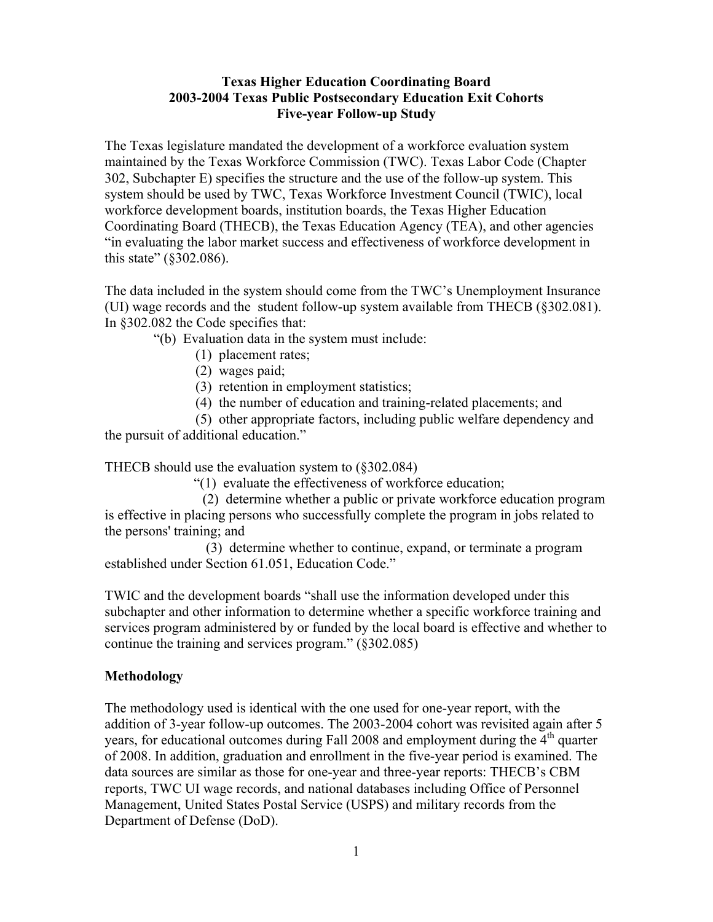# Texas Higher Education Coordinating Board
# 2003-2004 Texas Public Postsecondary Education Exit Cohorts
# Five-year Follow-up Study

The Texas legislature mandated the development of a workforce evaluation system maintained by the Texas Workforce Commission (TWC). Texas Labor Code (Chapter 302, Subchapter E) specifies the structure and the use of the follow-up system. This system should be used by TWC, Texas Workforce Investment Council (TWIC), local workforce development boards, institution boards, the Texas Higher Education Coordinating Board (THECB), the Texas Education Agency (TEA), and other agencies "in evaluating the labor market success and effectiveness of workforce development in this state" (§302.086).

The data included in the system should come from the TWC's Unemployment Insurance (UI) wage records and the student follow-up system available from THECB (§302.081). In §302.082 the Code specifies that:

"(b) Evaluation data in the system must include:

(1) placement rates;
(2) wages paid;
(3) retention in employment statistics;
(4) the number of education and training-related placements; and
(5) other appropriate factors, including public welfare dependency and the pursuit of additional education."

THECB should use the evaluation system to (§302.084)

"(1) evaluate the effectiveness of workforce education;
(2) determine whether a public or private workforce education program is effective in placing persons who successfully complete the program in jobs related to the persons' training; and
(3) determine whether to continue, expand, or terminate a program established under Section 61.051, Education Code."

TWIC and the development boards "shall use the information developed under this subchapter and other information to determine whether a specific workforce training and services program administered by or funded by the local board is effective and whether to continue the training and services program." (§302.085)

## Methodology

The methodology used is identical with the one used for one-year report, with the addition of 3-year follow-up outcomes. The 2003-2004 cohort was revisited again after 5 years, for educational outcomes during Fall 2008 and employment during the 4th quarter of 2008. In addition, graduation and enrollment in the five-year period is examined. The data sources are similar as those for one-year and three-year reports: THECB's CBM reports, TWC UI wage records, and national databases including Office of Personnel Management, United States Postal Service (USPS) and military records from the Department of Defense (DoD).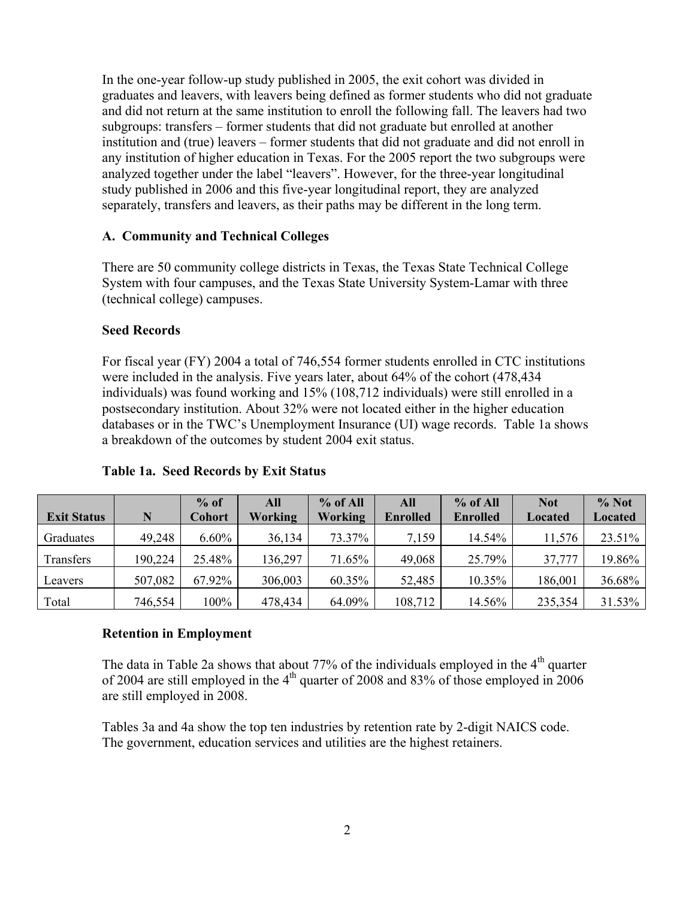In the one-year follow-up study published in 2005, the exit cohort was divided in graduates and leavers, with leavers being defined as former students who did not graduate and did not return at the same institution to enroll the following fall. The leavers had two subgroups: transfers – former students that did not graduate but enrolled at another institution and (true) leavers – former students that did not graduate and did not enroll in any institution of higher education in Texas. For the 2005 report the two subgroups were analyzed together under the label "leavers". However, for the three-year longitudinal study published in 2006 and this five-year longitudinal report, they are analyzed separately, transfers and leavers, as their paths may be different in the long term.

### A. Community and Technical Colleges

There are 50 community college districts in Texas, the Texas State Technical College System with four campuses, and the Texas State University System-Lamar with three (technical college) campuses.

#### Seed Records

For fiscal year (FY) 2004 a total of 746,554 former students enrolled in CTC institutions were included in the analysis. Five years later, about 64% of the cohort (478,434 individuals) was found working and 15% (108,712 individuals) were still enrolled in a postsecondary institution. About 32% were not located either in the higher education databases or in the TWC's Unemployment Insurance (UI) wage records. Table 1a shows a breakdown of the outcomes by student 2004 exit status.

**Table 1a. Seed Records by Exit Status**

| Exit Status | N | % of Cohort | All Working | % of All Working | All Enrolled | % of All Enrolled | Not Located | % Not Located |
|---|---|---|---|---|---|---|---|---|
| Graduates | 49,248 | 6.60% | 36,134 | 73.37% | 7,159 | 14.54% | 11,576 | 23.51% |
| Transfers | 190,224 | 25.48% | 136,297 | 71.65% | 49,068 | 25.79% | 37,777 | 19.86% |
| Leavers | 507,082 | 67.92% | 306,003 | 60.35% | 52,485 | 10.35% | 186,001 | 36.68% |
| Total | 746,554 | 100% | 478,434 | 64.09% | 108,712 | 14.56% | 235,354 | 31.53% |

#### Retention in Employment

The data in Table 2a shows that about 77% of the individuals employed in the 4th quarter of 2004 are still employed in the 4th quarter of 2008 and 83% of those employed in 2006 are still employed in 2008.

Tables 3a and 4a show the top ten industries by retention rate by 2-digit NAICS code. The government, education services and utilities are the highest retainers.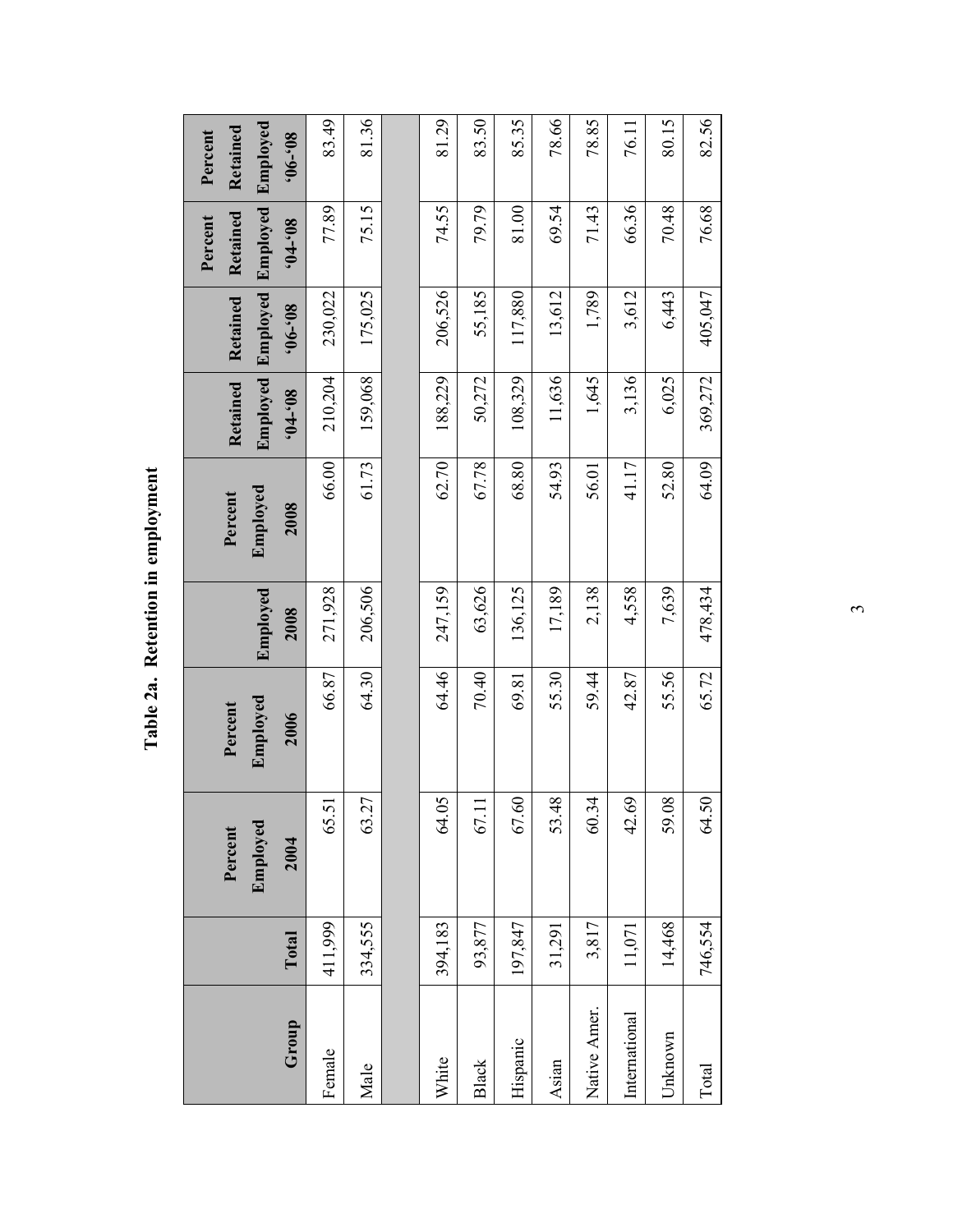# Table 2a. Retention in employment

| Group | Total | Percent Employed 2004 | Percent Employed 2006 | Employed 2008 | Percent Employed 2008 | Retained Employed '04-'08 | Retained Employed '06-'08 | Percent Retained Employed '04-'08 | Percent Retained Employed '06-'08 |
|---|---|---|---|---|---|---|---|---|---|
| Female | 411,999 | 65.51 | 66.87 | 271,928 | 66.00 | 210,204 | 230,022 | 77.89 | 83.49 |
| Male | 334,555 | 63.27 | 64.30 | 206,506 | 61.73 | 159,068 | 175,025 | 75.15 | 81.36 |
| | | | | | | | | | |
| White | 394,183 | 64.05 | 64.46 | 247,159 | 62.70 | 188,229 | 206,526 | 74.55 | 81.29 |
| Black | 93,877 | 67.11 | 70.40 | 63,626 | 67.78 | 50,272 | 55,185 | 79.79 | 83.50 |
| Hispanic | 197,847 | 67.60 | 69.81 | 136,125 | 68.80 | 108,329 | 117,880 | 81.00 | 85.35 |
| Asian | 31,291 | 53.48 | 55.30 | 17,189 | 54.93 | 11,636 | 13,612 | 69.54 | 78.66 |
| Native Amer. | 3,817 | 60.34 | 59.44 | 2,138 | 56.01 | 1,645 | 1,789 | 71.43 | 78.85 |
| International | 11,071 | 42.69 | 42.87 | 4,558 | 41.17 | 3,136 | 3,612 | 66.36 | 76.11 |
| Unknown | 14,468 | 59.08 | 55.56 | 7,639 | 52.80 | 6,025 | 6,443 | 70.48 | 80.15 |
| Total | 746,554 | 64.50 | 65.72 | 478,434 | 64.09 | 369,272 | 405,047 | 76.68 | 82.56 |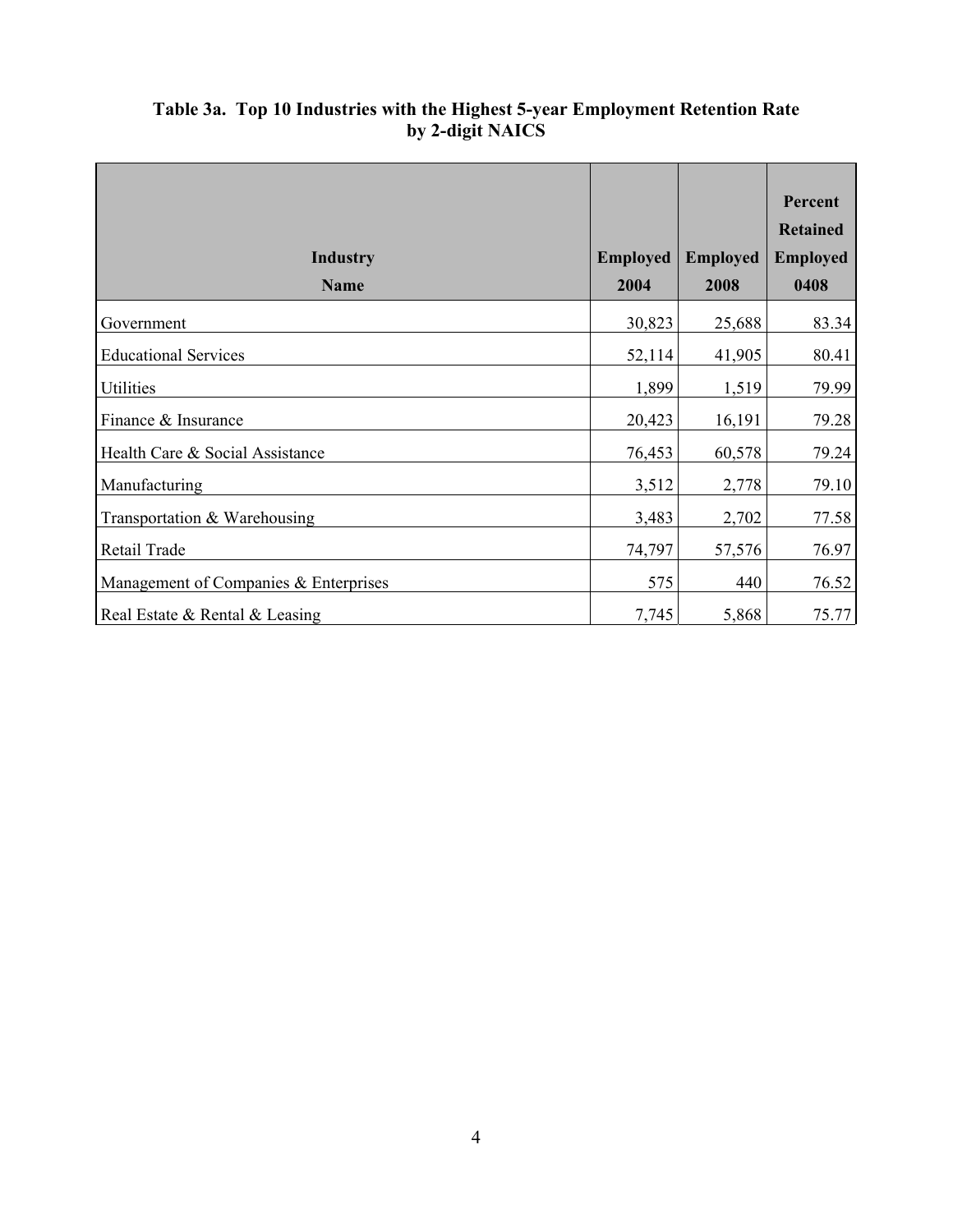**Table 3a. Top 10 Industries with the Highest 5-year Employment Retention Rate by 2-digit NAICS**

| Industry Name | Employed 2004 | Employed 2008 | Percent Retained Employed 0408 |
|---|---|---|---|
| Government | 30,823 | 25,688 | 83.34 |
| Educational Services | 52,114 | 41,905 | 80.41 |
| Utilities | 1,899 | 1,519 | 79.99 |
| Finance & Insurance | 20,423 | 16,191 | 79.28 |
| Health Care & Social Assistance | 76,453 | 60,578 | 79.24 |
| Manufacturing | 3,512 | 2,778 | 79.10 |
| Transportation & Warehousing | 3,483 | 2,702 | 77.58 |
| Retail Trade | 74,797 | 57,576 | 76.97 |
| Management of Companies & Enterprises | 575 | 440 | 76.52 |
| Real Estate & Rental & Leasing | 7,745 | 5,868 | 75.77 |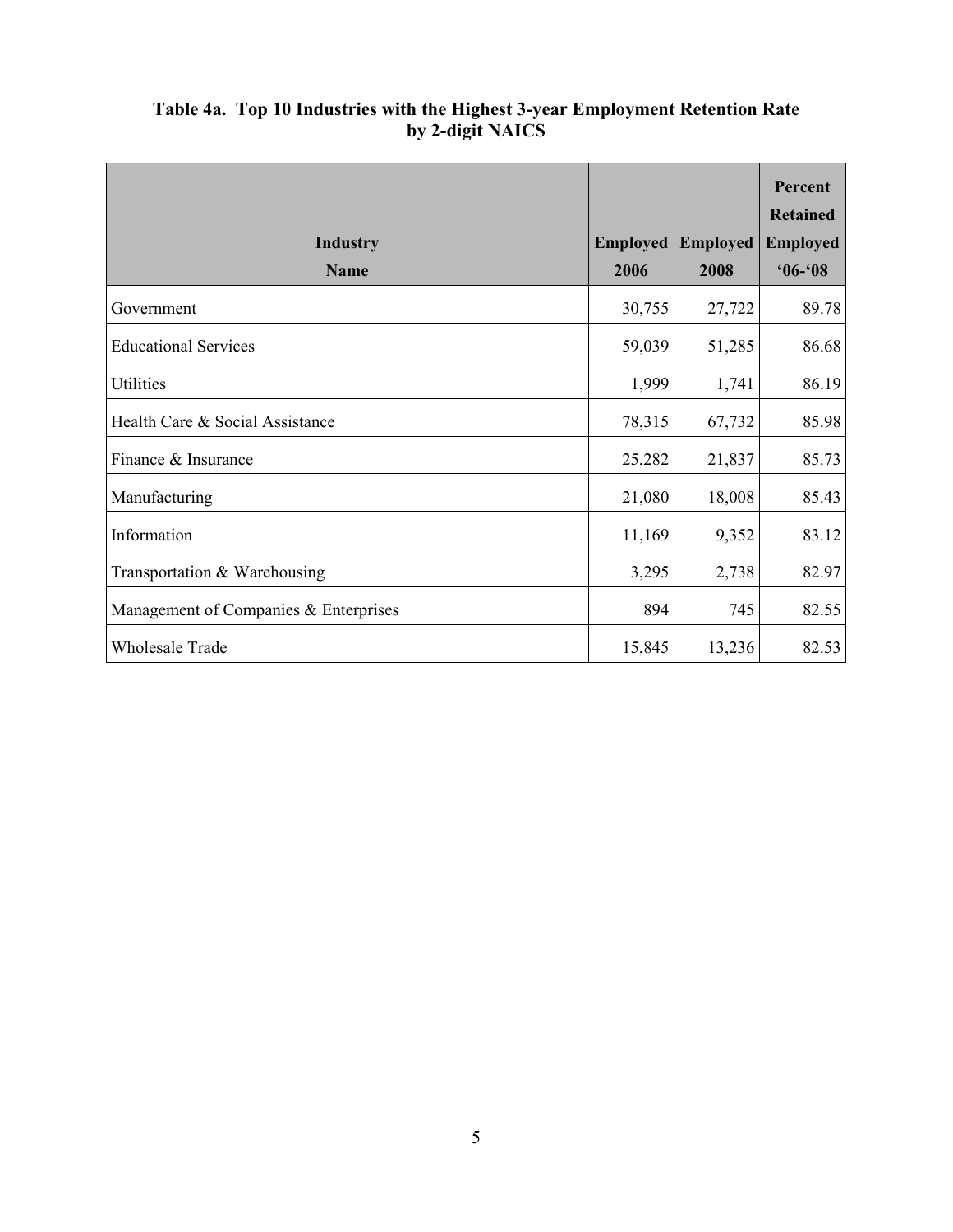**Table 4a. Top 10 Industries with the Highest 3-year Employment Retention Rate by 2-digit NAICS**

| Industry Name | Employed 2006 | Employed 2008 | Percent Retained Employed '06-'08 |
|---|---|---|---|
| Government | 30,755 | 27,722 | 89.78 |
| Educational Services | 59,039 | 51,285 | 86.68 |
| Utilities | 1,999 | 1,741 | 86.19 |
| Health Care & Social Assistance | 78,315 | 67,732 | 85.98 |
| Finance & Insurance | 25,282 | 21,837 | 85.73 |
| Manufacturing | 21,080 | 18,008 | 85.43 |
| Information | 11,169 | 9,352 | 83.12 |
| Transportation & Warehousing | 3,295 | 2,738 | 82.97 |
| Management of Companies & Enterprises | 894 | 745 | 82.55 |
| Wholesale Trade | 15,845 | 13,236 | 82.53 |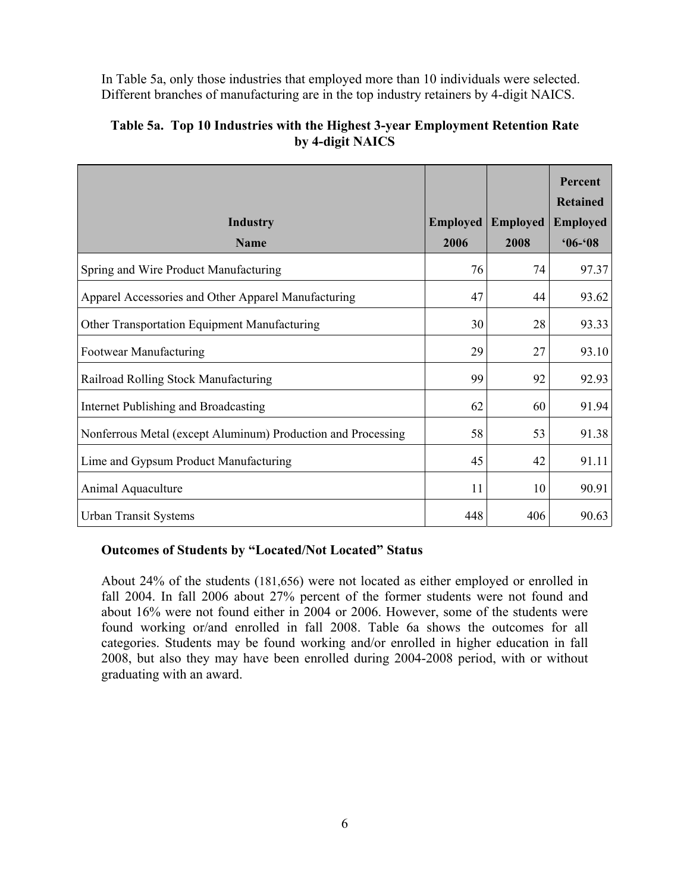In Table 5a, only those industries that employed more than 10 individuals were selected. Different branches of manufacturing are in the top industry retainers by 4-digit NAICS.

**Table 5a. Top 10 Industries with the Highest 3-year Employment Retention Rate by 4-digit NAICS**

| Industry Name | Employed 2006 | Employed 2008 | Percent Retained Employed '06-'08 |
|---|---|---|---|
| Spring and Wire Product Manufacturing | 76 | 74 | 97.37 |
| Apparel Accessories and Other Apparel Manufacturing | 47 | 44 | 93.62 |
| Other Transportation Equipment Manufacturing | 30 | 28 | 93.33 |
| Footwear Manufacturing | 29 | 27 | 93.10 |
| Railroad Rolling Stock Manufacturing | 99 | 92 | 92.93 |
| Internet Publishing and Broadcasting | 62 | 60 | 91.94 |
| Nonferrous Metal (except Aluminum) Production and Processing | 58 | 53 | 91.38 |
| Lime and Gypsum Product Manufacturing | 45 | 42 | 91.11 |
| Animal Aquaculture | 11 | 10 | 90.91 |
| Urban Transit Systems | 448 | 406 | 90.63 |

### Outcomes of Students by "Located/Not Located" Status

About 24% of the students (181,656) were not located as either employed or enrolled in fall 2004. In fall 2006 about 27% percent of the former students were not found and about 16% were not found either in 2004 or 2006. However, some of the students were found working or/and enrolled in fall 2008. Table 6a shows the outcomes for all categories. Students may be found working and/or enrolled in higher education in fall 2008, but also they may have been enrolled during 2004-2008 period, with or without graduating with an award.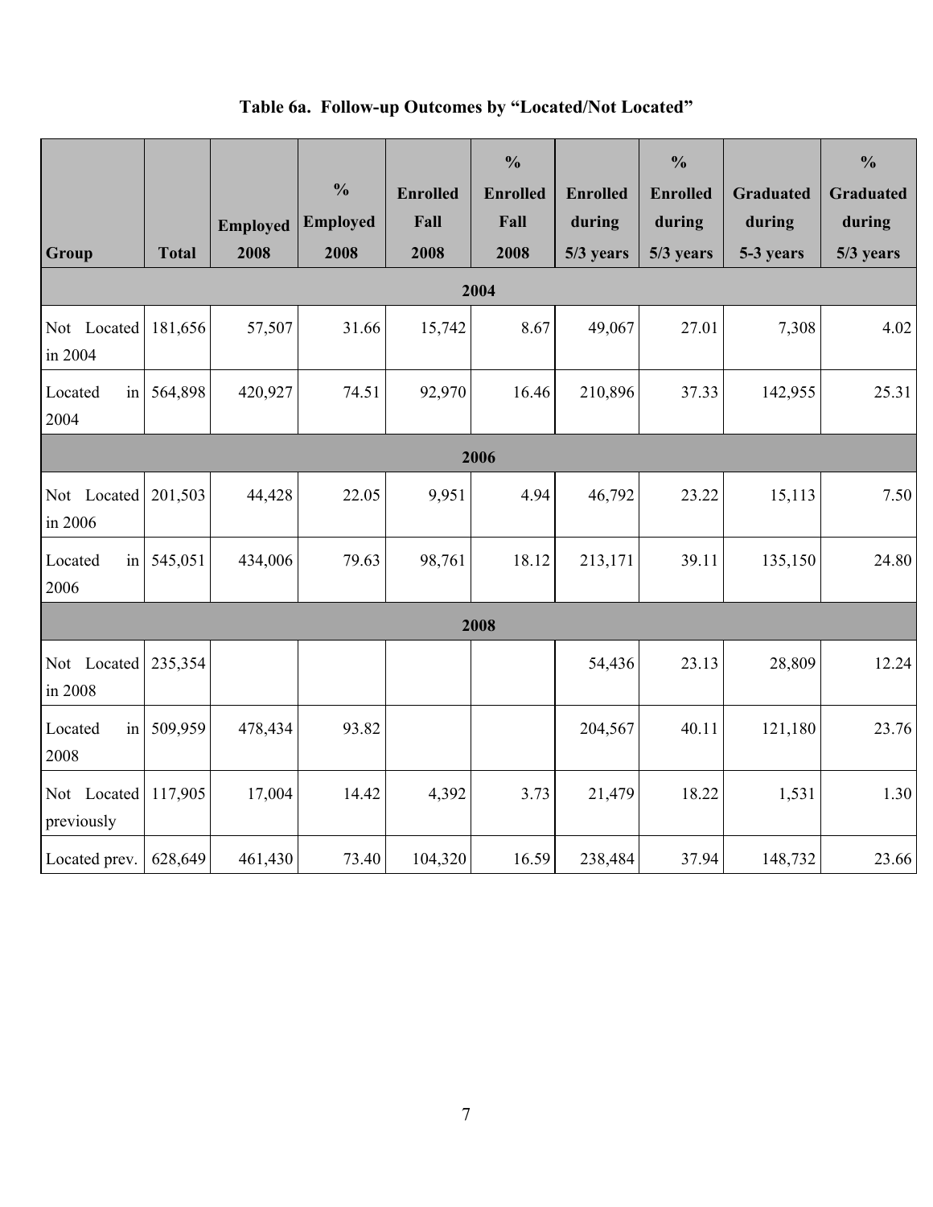**Table 6a. Follow-up Outcomes by "Located/Not Located"**

| Group | Total | Employed 2008 | % Employed 2008 | Enrolled Fall 2008 | % Enrolled Fall 2008 | Enrolled during 5/3 years | % Enrolled during 5/3 years | Graduated during 5-3 years | % Graduated during 5/3 years |
|---|---|---|---|---|---|---|---|---|---|
| **2004** | | | | | | | | | |
| Not Located in 2004 | 181,656 | 57,507 | 31.66 | 15,742 | 8.67 | 49,067 | 27.01 | 7,308 | 4.02 |
| Located in 2004 | 564,898 | 420,927 | 74.51 | 92,970 | 16.46 | 210,896 | 37.33 | 142,955 | 25.31 |
| **2006** | | | | | | | | | |
| Not Located in 2006 | 201,503 | 44,428 | 22.05 | 9,951 | 4.94 | 46,792 | 23.22 | 15,113 | 7.50 |
| Located in 2006 | 545,051 | 434,006 | 79.63 | 98,761 | 18.12 | 213,171 | 39.11 | 135,150 | 24.80 |
| **2008** | | | | | | | | | |
| Not Located in 2008 | 235,354 | | | | | 54,436 | 23.13 | 28,809 | 12.24 |
| Located in 2008 | 509,959 | 478,434 | 93.82 | | | 204,567 | 40.11 | 121,180 | 23.76 |
| Not Located previously | 117,905 | 17,004 | 14.42 | 4,392 | 3.73 | 21,479 | 18.22 | 1,531 | 1.30 |
| Located prev. | 628,649 | 461,430 | 73.40 | 104,320 | 16.59 | 238,484 | 37.94 | 148,732 | 23.66 |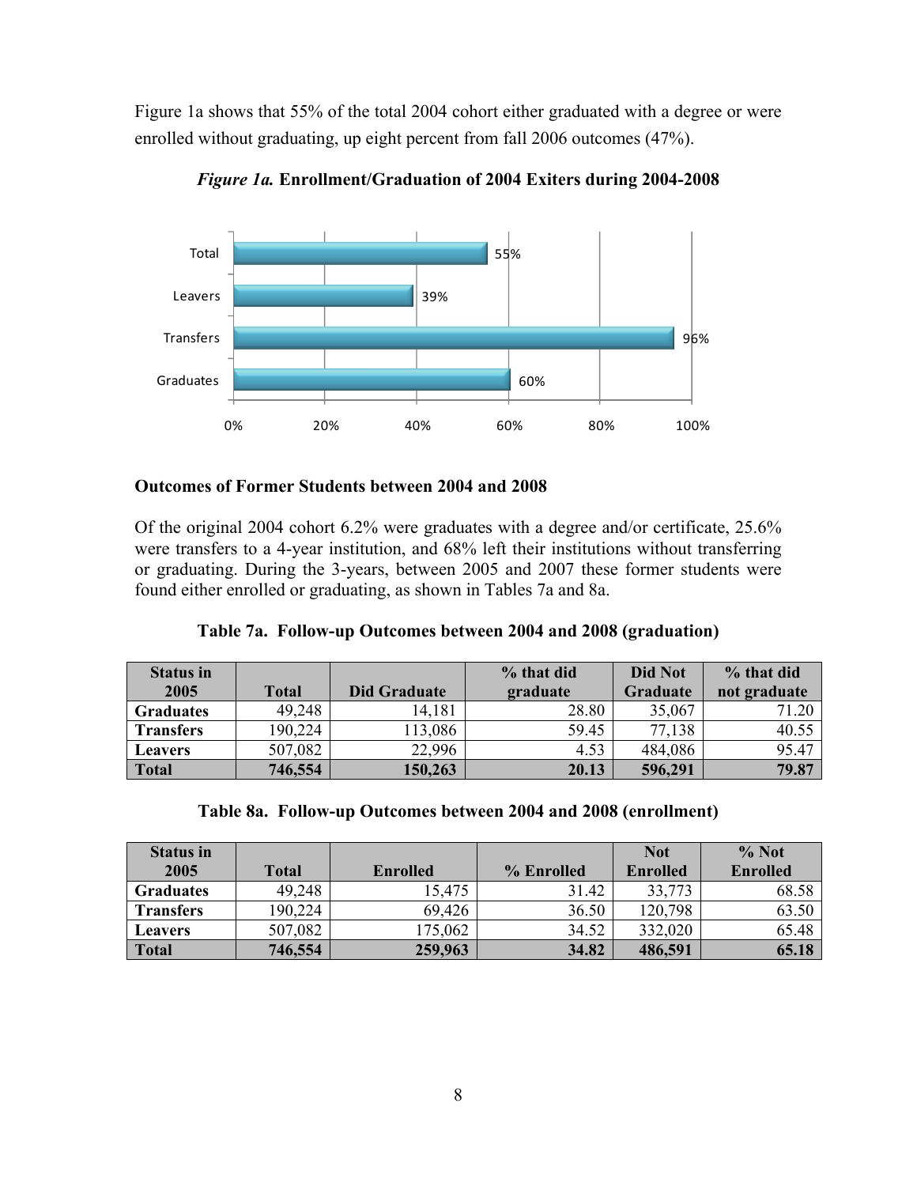Figure 1a shows that 55% of the total 2004 cohort either graduated with a degree or were enrolled without graduating, up eight percent from fall 2006 outcomes (47%).

*Figure 1a.* **Enrollment/Graduation of 2004 Exiters during 2004-2008**

| Group | Percent |
|---|---|
| Total | 55% |
| Leavers | 39% |
| Transfers | 96% |
| Graduates | 60% |

**Outcomes of Former Students between 2004 and 2008**

Of the original 2004 cohort 6.2% were graduates with a degree and/or certificate, 25.6% were transfers to a 4-year institution, and 68% left their institutions without transferring or graduating. During the 3-years, between 2005 and 2007 these former students were found either enrolled or graduating, as shown in Tables 7a and 8a.

**Table 7a. Follow-up Outcomes between 2004 and 2008 (graduation)**

| Status in 2005 | Total | Did Graduate | % that did graduate | Did Not Graduate | % that did not graduate |
|---|---|---|---|---|---|
| **Graduates** | 49,248 | 14,181 | 28.80 | 35,067 | 71.20 |
| **Transfers** | 190,224 | 113,086 | 59.45 | 77,138 | 40.55 |
| **Leavers** | 507,082 | 22,996 | 4.53 | 484,086 | 95.47 |
| **Total** | **746,554** | **150,263** | **20.13** | **596,291** | **79.87** |

**Table 8a. Follow-up Outcomes between 2004 and 2008 (enrollment)**

| Status in 2005 | Total | Enrolled | % Enrolled | Not Enrolled | % Not Enrolled |
|---|---|---|---|---|---|
| **Graduates** | 49,248 | 15,475 | 31.42 | 33,773 | 68.58 |
| **Transfers** | 190,224 | 69,426 | 36.50 | 120,798 | 63.50 |
| **Leavers** | 507,082 | 175,062 | 34.52 | 332,020 | 65.48 |
| **Total** | **746,554** | **259,963** | **34.82** | **486,591** | **65.18** |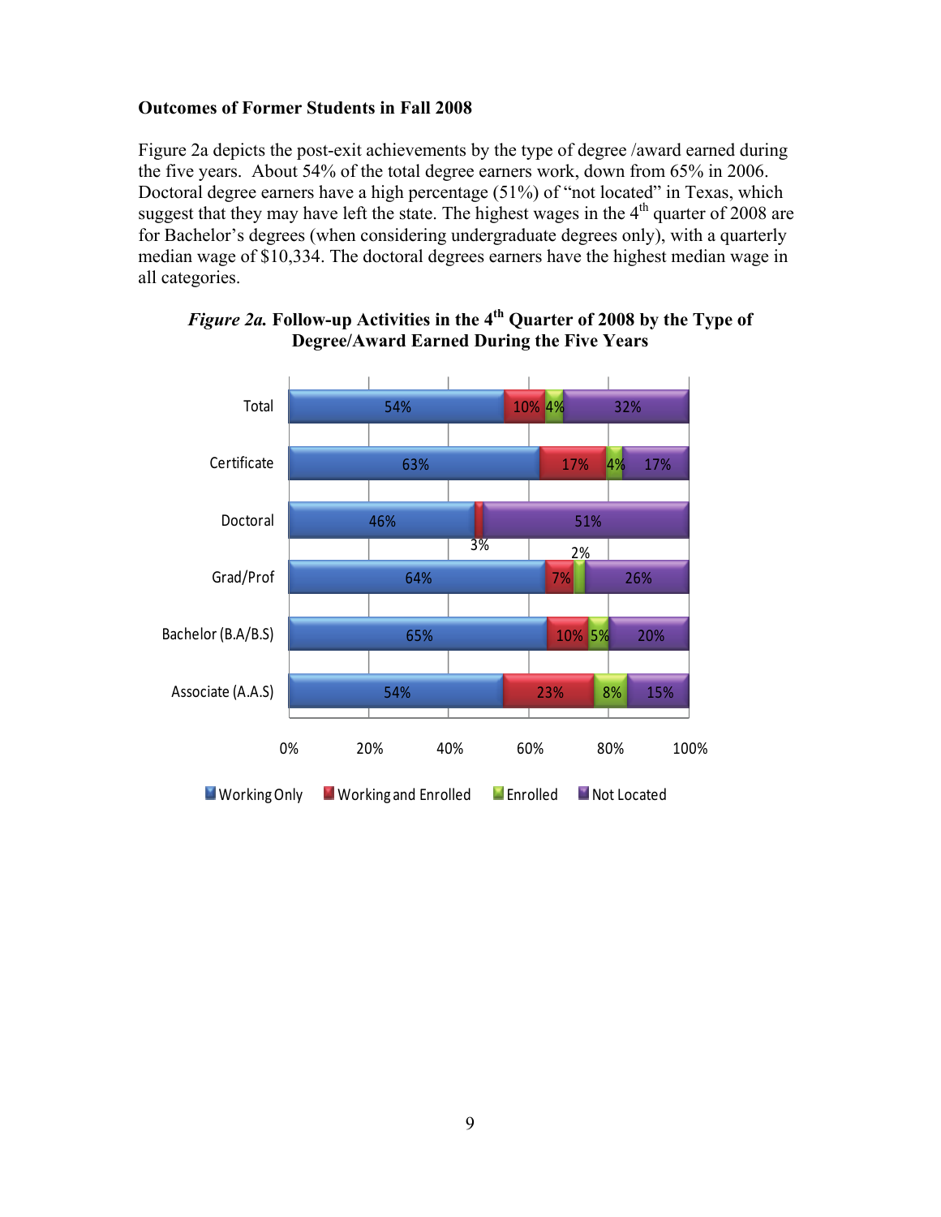**Outcomes of Former Students in Fall 2008**

Figure 2a depicts the post-exit achievements by the type of degree /award earned during the five years. About 54% of the total degree earners work, down from 65% in 2006. Doctoral degree earners have a high percentage (51%) of "not located" in Texas, which suggest that they may have left the state. The highest wages in the 4th quarter of 2008 are for Bachelor's degrees (when considering undergraduate degrees only), with a quarterly median wage of $10,334. The doctoral degrees earners have the highest median wage in all categories.

***Figure 2a.*** **Follow-up Activities in the 4th Quarter of 2008 by the Type of Degree/Award Earned During the Five Years**

| | Working Only | Working and Enrolled | Enrolled | Not Located |
|---|---|---|---|---|
| Total | 54% | 10% | 4% | 32% |
| Certificate | 63% | 17% | 4% | 17% |
| Doctoral | 46% | 3% | | 51% |
| Grad/Prof | 64% | 7% | 2% | 26% |
| Bachelor (B.A/B.S) | 65% | 10% | 5% | 20% |
| Associate (A.A.S) | 54% | 23% | 8% | 15% |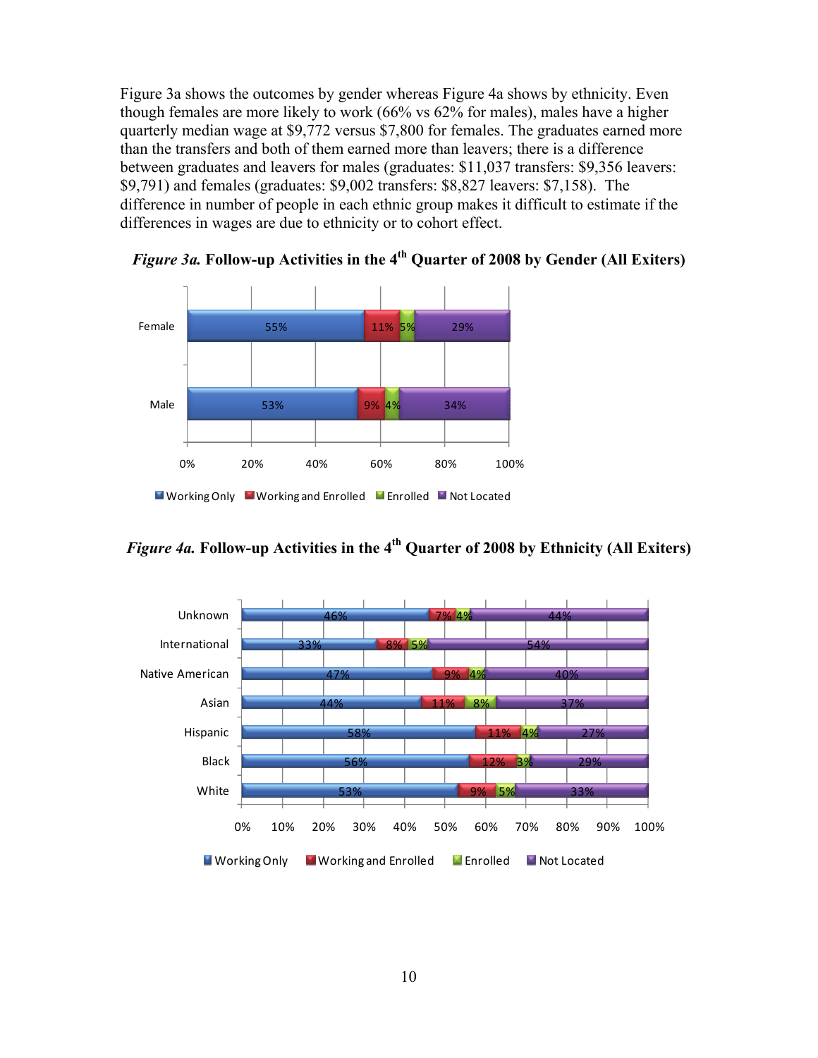Figure 3a shows the outcomes by gender whereas Figure 4a shows by ethnicity. Even though females are more likely to work (66% vs 62% for males), males have a higher quarterly median wage at $9,772 versus $7,800 for females. The graduates earned more than the transfers and both of them earned more than leavers; there is a difference between graduates and leavers for males (graduates: $11,037 transfers: $9,356 leavers: $9,791) and females (graduates: $9,002 transfers: $8,827 leavers: $7,158). The difference in number of people in each ethnic group makes it difficult to estimate if the differences in wages are due to ethnicity or to cohort effect.

***Figure 3a.*** **Follow-up Activities in the 4th Quarter of 2008 by Gender (All Exiters)**

| | Working Only | Working and Enrolled | Enrolled | Not Located |
|---|---|---|---|---|
| Female | 55% | 11% | 5% | 29% |
| Male | 53% | 9% | 4% | 34% |

***Figure 4a.*** **Follow-up Activities in the 4th Quarter of 2008 by Ethnicity (All Exiters)**

| | Working Only | Working and Enrolled | Enrolled | Not Located |
|---|---|---|---|---|
| Unknown | 46% | 7% | 4% | 44% |
| International | 33% | 8% | 5% | 54% |
| Native American | 47% | 9% | 4% | 40% |
| Asian | 44% | 11% | 8% | 37% |
| Hispanic | 58% | 11% | 4% | 27% |
| Black | 56% | 12% | 3% | 29% |
| White | 53% | 9% | 5% | 33% |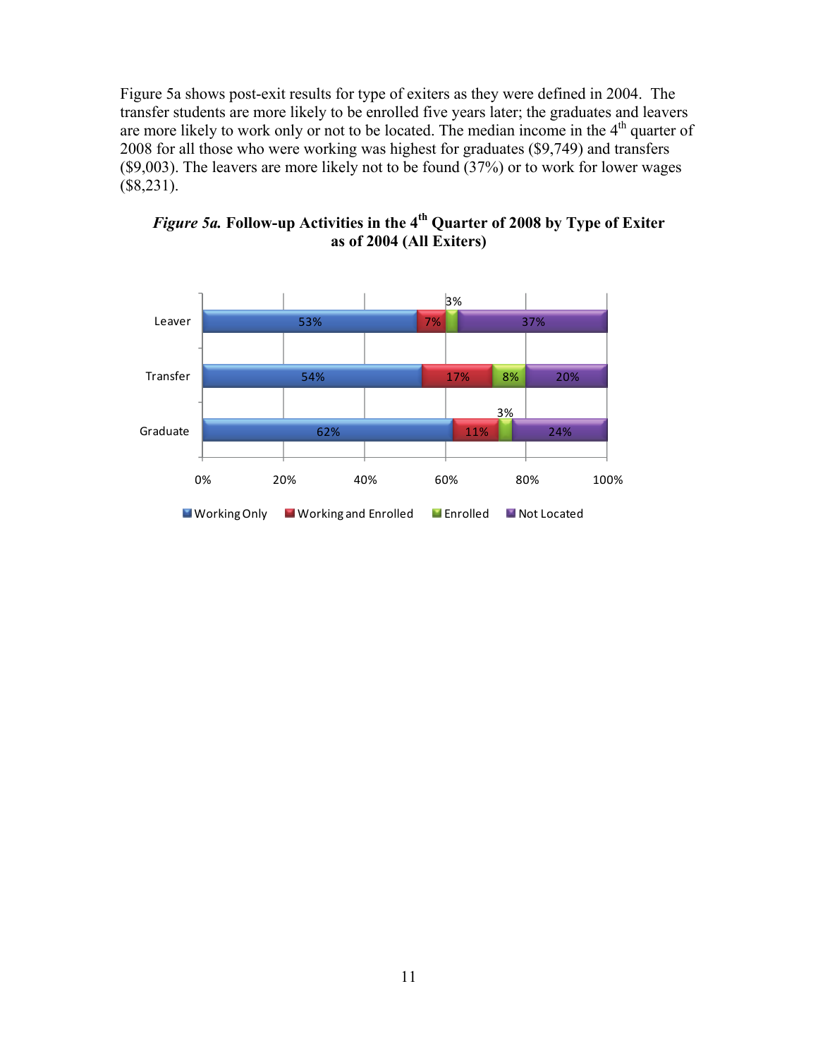Figure 5a shows post-exit results for type of exiters as they were defined in 2004. The transfer students are more likely to be enrolled five years later; the graduates and leavers are more likely to work only or not to be located. The median income in the 4th quarter of 2008 for all those who were working was highest for graduates ($9,749) and transfers ($9,003). The leavers are more likely not to be found (37%) or to work for lower wages ($8,231).

***Figure 5a.*** **Follow-up Activities in the 4th Quarter of 2008 by Type of Exiter as of 2004 (All Exiters)**

| | Working Only | Working and Enrolled | Enrolled | Not Located |
|---|---|---|---|---|
| Leaver | 53% | 7% | 3% | 37% |
| Transfer | 54% | 17% | 8% | 20% |
| Graduate | 62% | 11% | 3% | 24% |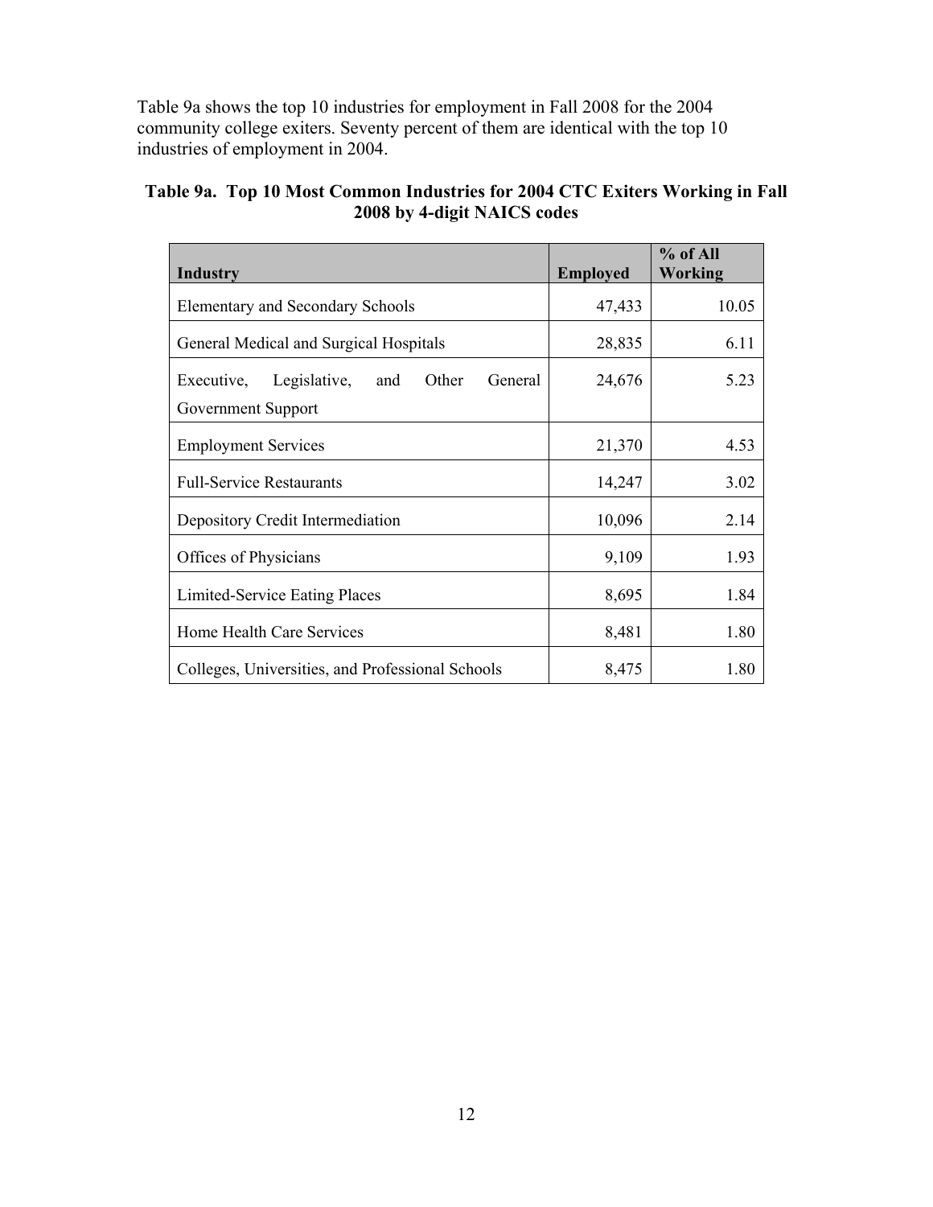Table 9a shows the top 10 industries for employment in Fall 2008 for the 2004 community college exiters. Seventy percent of them are identical with the top 10 industries of employment in 2004.

**Table 9a. Top 10 Most Common Industries for 2004 CTC Exiters Working in Fall 2008 by 4-digit NAICS codes**

| Industry | Employed | % of All Working |
|---|---:|---:|
| Elementary and Secondary Schools | 47,433 | 10.05 |
| General Medical and Surgical Hospitals | 28,835 | 6.11 |
| Executive, Legislative, and Other General Government Support | 24,676 | 5.23 |
| Employment Services | 21,370 | 4.53 |
| Full-Service Restaurants | 14,247 | 3.02 |
| Depository Credit Intermediation | 10,096 | 2.14 |
| Offices of Physicians | 9,109 | 1.93 |
| Limited-Service Eating Places | 8,695 | 1.84 |
| Home Health Care Services | 8,481 | 1.80 |
| Colleges, Universities, and Professional Schools | 8,475 | 1.80 |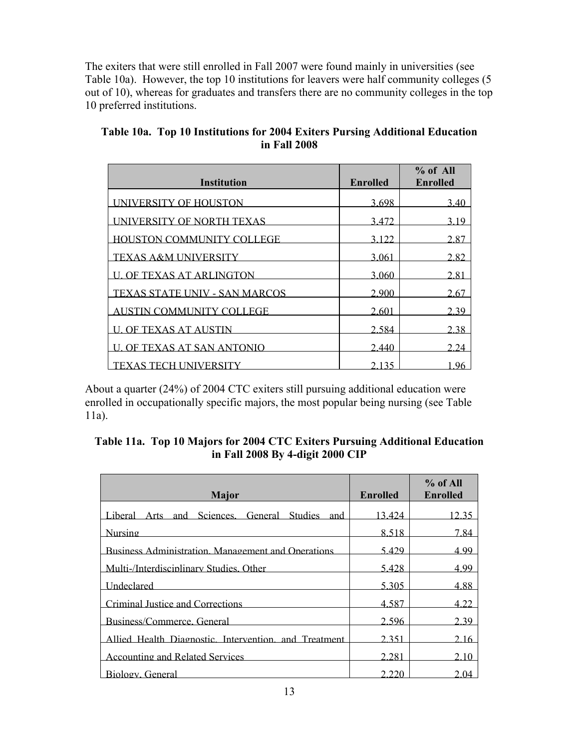The exiters that were still enrolled in Fall 2007 were found mainly in universities (see Table 10a). However, the top 10 institutions for leavers were half community colleges (5 out of 10), whereas for graduates and transfers there are no community colleges in the top 10 preferred institutions.

**Table 10a. Top 10 Institutions for 2004 Exiters Pursuing Additional Education in Fall 2008**

| Institution | Enrolled | % of All Enrolled |
|---|---|---|
| UNIVERSITY OF HOUSTON | 3,698 | 3.40 |
| UNIVERSITY OF NORTH TEXAS | 3,472 | 3.19 |
| HOUSTON COMMUNITY COLLEGE | 3,122 | 2.87 |
| TEXAS A&M UNIVERSITY | 3,061 | 2.82 |
| U. OF TEXAS AT ARLINGTON | 3,060 | 2.81 |
| TEXAS STATE UNIV - SAN MARCOS | 2,900 | 2.67 |
| AUSTIN COMMUNITY COLLEGE | 2,601 | 2.39 |
| U. OF TEXAS AT AUSTIN | 2,584 | 2.38 |
| U. OF TEXAS AT SAN ANTONIO | 2,440 | 2.24 |
| TEXAS TECH UNIVERSITY | 2,135 | 1.96 |

About a quarter (24%) of 2004 CTC exiters still pursuing additional education were enrolled in occupationally specific majors, the most popular being nursing (see Table 11a).

**Table 11a. Top 10 Majors for 2004 CTC Exiters Pursuing Additional Education in Fall 2008 By 4-digit 2000 CIP**

| Major | Enrolled | % of All Enrolled |
|---|---|---|
| Liberal Arts and Sciences, General Studies and | 13,424 | 12.35 |
| Nursing | 8,518 | 7.84 |
| Business Administration, Management and Operations | 5,429 | 4.99 |
| Multi-/Interdisciplinary Studies, Other | 5,428 | 4.99 |
| Undeclared | 5,305 | 4.88 |
| Criminal Justice and Corrections | 4,587 | 4.22 |
| Business/Commerce, General | 2,596 | 2.39 |
| Allied Health Diagnostic, Intervention, and Treatment | 2,351 | 2.16 |
| Accounting and Related Services | 2,281 | 2.10 |
| Biology, General | 2,220 | 2.04 |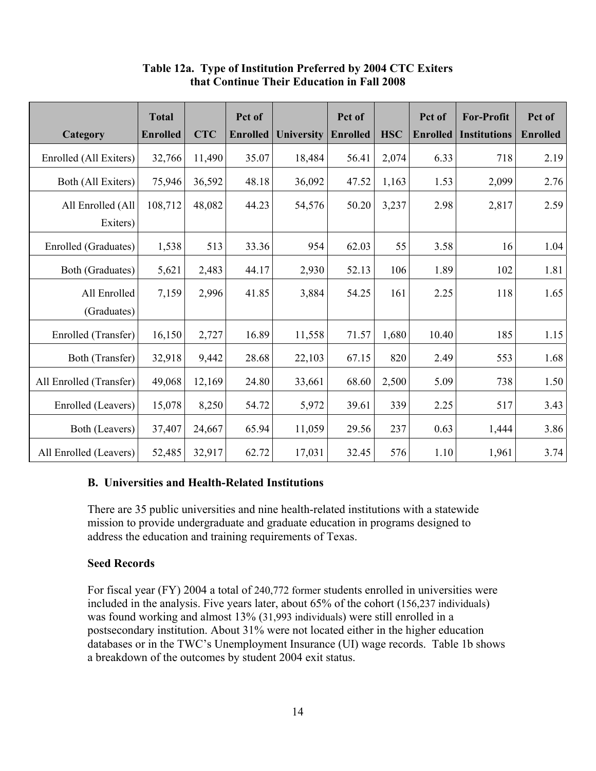**Table 12a. Type of Institution Preferred by 2004 CTC Exiters that Continue Their Education in Fall 2008**

| Category | Total Enrolled | CTC | Pct of Enrolled | University | Pct of Enrolled | HSC | Pct of Enrolled | For-Profit Institutions | Pct of Enrolled |
|---|---|---|---|---|---|---|---|---|---|
| Enrolled (All Exiters) | 32,766 | 11,490 | 35.07 | 18,484 | 56.41 | 2,074 | 6.33 | 718 | 2.19 |
| Both (All Exiters) | 75,946 | 36,592 | 48.18 | 36,092 | 47.52 | 1,163 | 1.53 | 2,099 | 2.76 |
| All Enrolled (All Exiters) | 108,712 | 48,082 | 44.23 | 54,576 | 50.20 | 3,237 | 2.98 | 2,817 | 2.59 |
| Enrolled (Graduates) | 1,538 | 513 | 33.36 | 954 | 62.03 | 55 | 3.58 | 16 | 1.04 |
| Both (Graduates) | 5,621 | 2,483 | 44.17 | 2,930 | 52.13 | 106 | 1.89 | 102 | 1.81 |
| All Enrolled (Graduates) | 7,159 | 2,996 | 41.85 | 3,884 | 54.25 | 161 | 2.25 | 118 | 1.65 |
| Enrolled (Transfer) | 16,150 | 2,727 | 16.89 | 11,558 | 71.57 | 1,680 | 10.40 | 185 | 1.15 |
| Both (Transfer) | 32,918 | 9,442 | 28.68 | 22,103 | 67.15 | 820 | 2.49 | 553 | 1.68 |
| All Enrolled (Transfer) | 49,068 | 12,169 | 24.80 | 33,661 | 68.60 | 2,500 | 5.09 | 738 | 1.50 |
| Enrolled (Leavers) | 15,078 | 8,250 | 54.72 | 5,972 | 39.61 | 339 | 2.25 | 517 | 3.43 |
| Both (Leavers) | 37,407 | 24,667 | 65.94 | 11,059 | 29.56 | 237 | 0.63 | 1,444 | 3.86 |
| All Enrolled (Leavers) | 52,485 | 32,917 | 62.72 | 17,031 | 32.45 | 576 | 1.10 | 1,961 | 3.74 |

### B. Universities and Health-Related Institutions

There are 35 public universities and nine health-related institutions with a statewide mission to provide undergraduate and graduate education in programs designed to address the education and training requirements of Texas.

#### Seed Records

For fiscal year (FY) 2004 a total of 240,772 former students enrolled in universities were included in the analysis. Five years later, about 65% of the cohort (156,237 individuals) was found working and almost 13% (31,993 individuals) were still enrolled in a postsecondary institution. About 31% were not located either in the higher education databases or in the TWC's Unemployment Insurance (UI) wage records. Table 1b shows a breakdown of the outcomes by student 2004 exit status.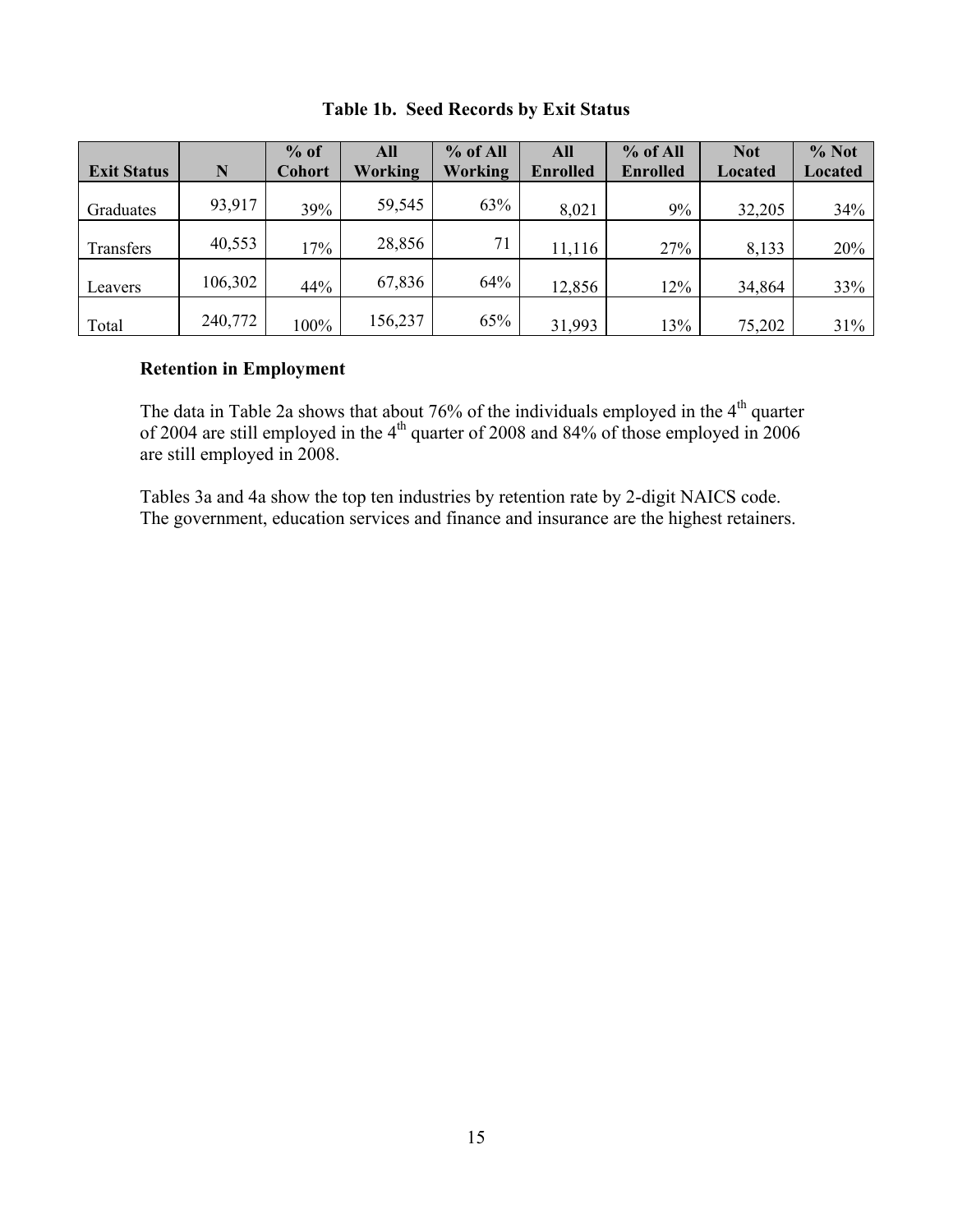**Table 1b. Seed Records by Exit Status**

| Exit Status | N | % of Cohort | All Working | % of All Working | All Enrolled | % of All Enrolled | Not Located | % Not Located |
|---|---|---|---|---|---|---|---|---|
| Graduates | 93,917 | 39% | 59,545 | 63% | 8,021 | 9% | 32,205 | 34% |
| Transfers | 40,553 | 17% | 28,856 | 71 | 11,116 | 27% | 8,133 | 20% |
| Leavers | 106,302 | 44% | 67,836 | 64% | 12,856 | 12% | 34,864 | 33% |
| Total | 240,772 | 100% | 156,237 | 65% | 31,993 | 13% | 75,202 | 31% |

**Retention in Employment**

The data in Table 2a shows that about 76% of the individuals employed in the 4th quarter of 2004 are still employed in the 4th quarter of 2008 and 84% of those employed in 2006 are still employed in 2008.

Tables 3a and 4a show the top ten industries by retention rate by 2-digit NAICS code. The government, education services and finance and insurance are the highest retainers.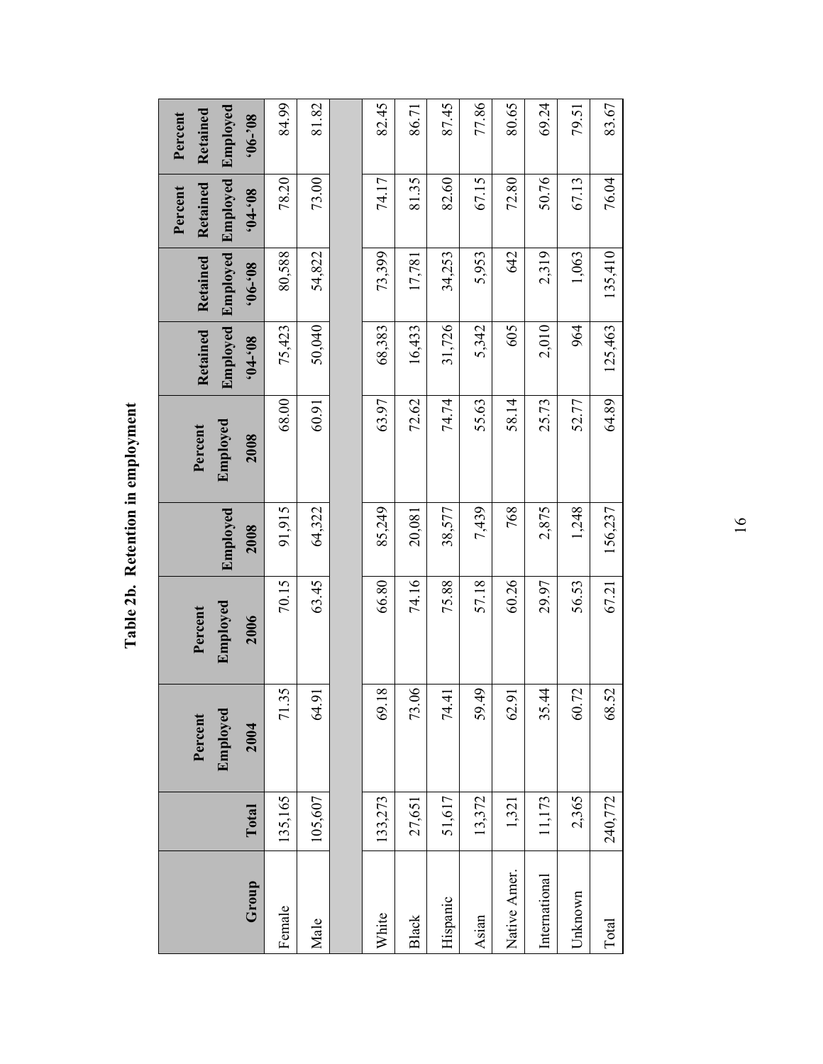# Table 2b. Retention in employment

| Group | Total | Percent Employed 2004 | Percent Employed 2006 | Employed 2008 | Percent Employed 2008 | Retained Employed '04-'08 | Retained Employed '06-'08 | Percent Retained Employed '04-'08 | Percent Retained Employed '06-'08 |
|---|---|---|---|---|---|---|---|---|---|
| Female | 135,165 | 71.35 | 70.15 | 91,915 | 68.00 | 75,423 | 80,588 | 78.20 | 84.99 |
| Male | 105,607 | 64.91 | 63.45 | 64,322 | 60.91 | 50,040 | 54,822 | 73.00 | 81.82 |
| | | | | | | | | | |
| White | 133,273 | 69.18 | 66.80 | 85,249 | 63.97 | 68,383 | 73,399 | 74.17 | 82.45 |
| Black | 27,651 | 73.06 | 74.16 | 20,081 | 72.62 | 16,433 | 17,781 | 81.35 | 86.71 |
| Hispanic | 51,617 | 74.41 | 75.88 | 38,577 | 74.74 | 31,726 | 34,253 | 82.60 | 87.45 |
| Asian | 13,372 | 59.49 | 57.18 | 7,439 | 55.63 | 5,342 | 5,953 | 67.15 | 77.86 |
| Native Amer. | 1,321 | 62.91 | 60.26 | 768 | 58.14 | 605 | 642 | 72.80 | 80.65 |
| International | 11,173 | 35.44 | 29.97 | 2,875 | 25.73 | 2,010 | 2,319 | 50.76 | 69.24 |
| Unknown | 2,365 | 60.72 | 56.53 | 1,248 | 52.77 | 964 | 1,063 | 67.13 | 79.51 |
| Total | 240,772 | 68.52 | 67.21 | 156,237 | 64.89 | 125,463 | 135,410 | 76.04 | 83.67 |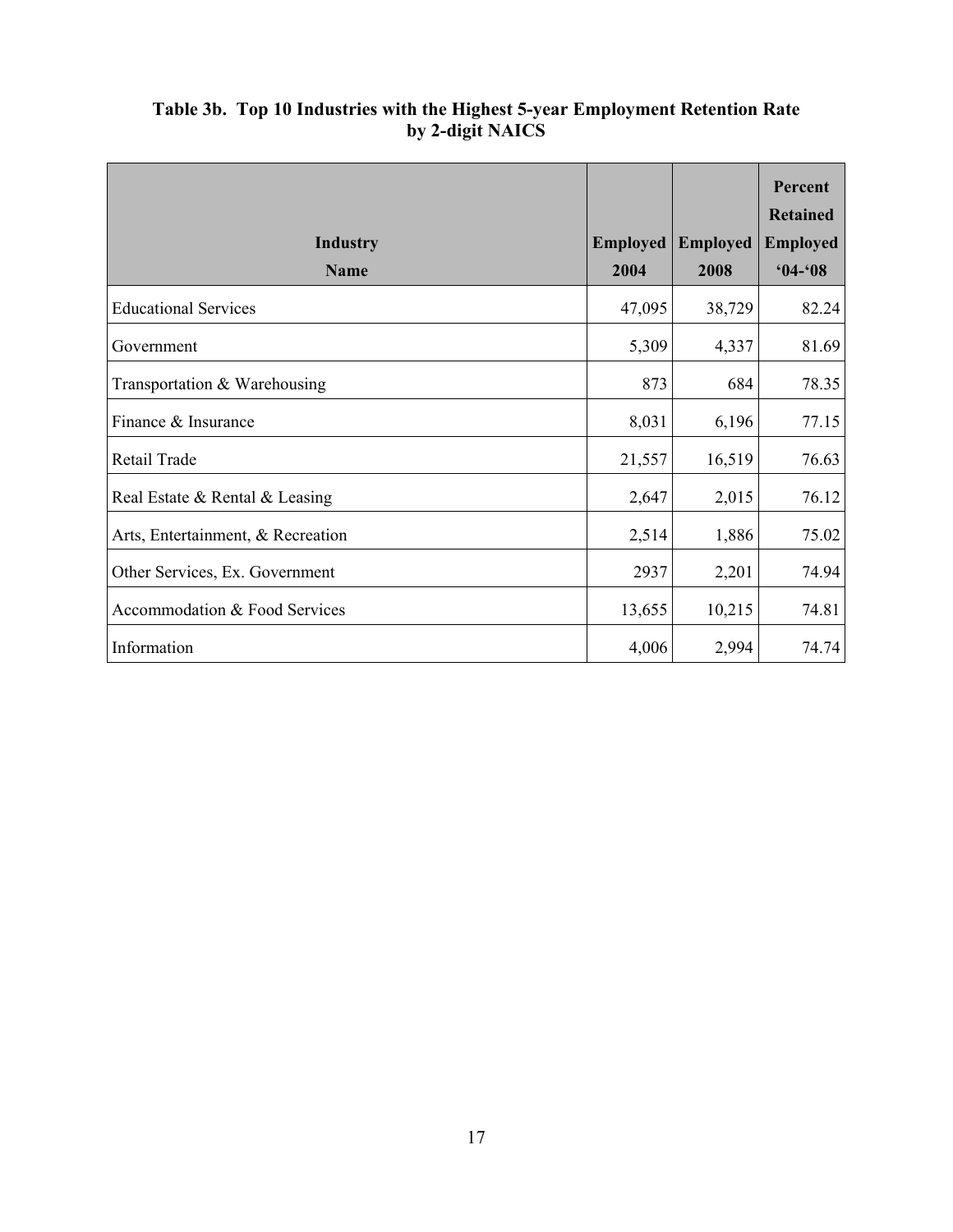**Table 3b. Top 10 Industries with the Highest 5-year Employment Retention Rate by 2-digit NAICS**

| Industry Name | Employed 2004 | Employed 2008 | Percent Retained Employed '04-'08 |
|---|---|---|---|
| Educational Services | 47,095 | 38,729 | 82.24 |
| Government | 5,309 | 4,337 | 81.69 |
| Transportation & Warehousing | 873 | 684 | 78.35 |
| Finance & Insurance | 8,031 | 6,196 | 77.15 |
| Retail Trade | 21,557 | 16,519 | 76.63 |
| Real Estate & Rental & Leasing | 2,647 | 2,015 | 76.12 |
| Arts, Entertainment, & Recreation | 2,514 | 1,886 | 75.02 |
| Other Services, Ex. Government | 2937 | 2,201 | 74.94 |
| Accommodation & Food Services | 13,655 | 10,215 | 74.81 |
| Information | 4,006 | 2,994 | 74.74 |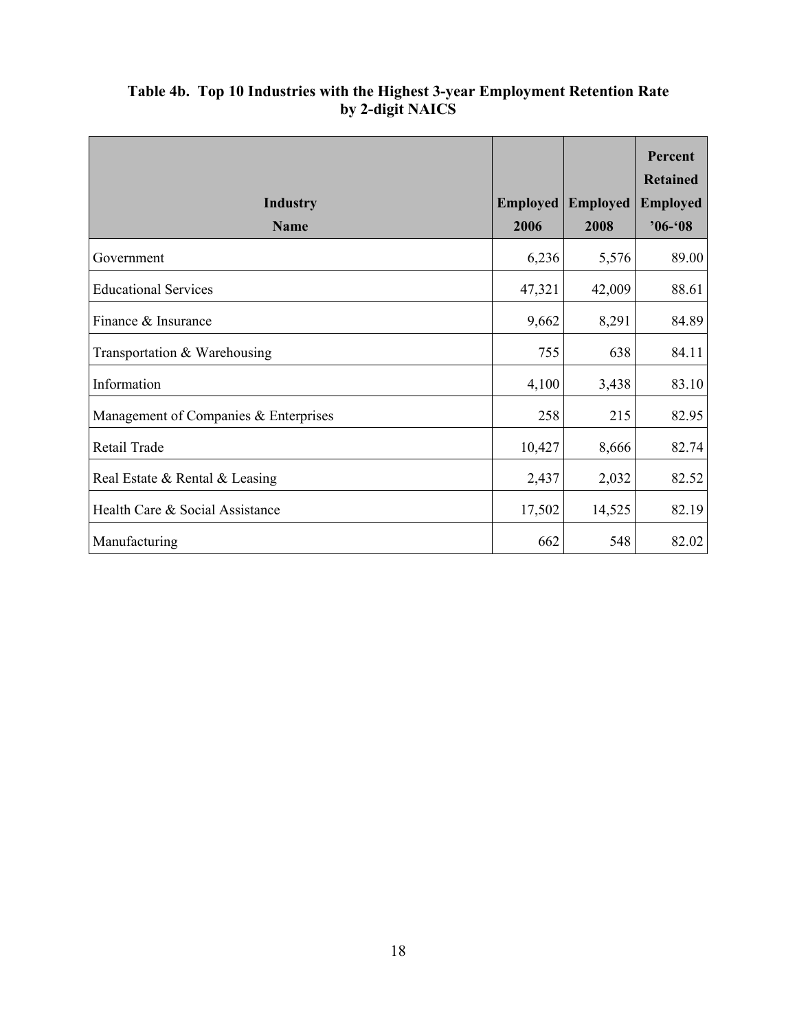**Table 4b. Top 10 Industries with the Highest 3-year Employment Retention Rate by 2-digit NAICS**

| Industry Name | Employed 2006 | Employed 2008 | Percent Retained Employed '06-'08 |
|---|---|---|---|
| Government | 6,236 | 5,576 | 89.00 |
| Educational Services | 47,321 | 42,009 | 88.61 |
| Finance & Insurance | 9,662 | 8,291 | 84.89 |
| Transportation & Warehousing | 755 | 638 | 84.11 |
| Information | 4,100 | 3,438 | 83.10 |
| Management of Companies & Enterprises | 258 | 215 | 82.95 |
| Retail Trade | 10,427 | 8,666 | 82.74 |
| Real Estate & Rental & Leasing | 2,437 | 2,032 | 82.52 |
| Health Care & Social Assistance | 17,502 | 14,525 | 82.19 |
| Manufacturing | 662 | 548 | 82.02 |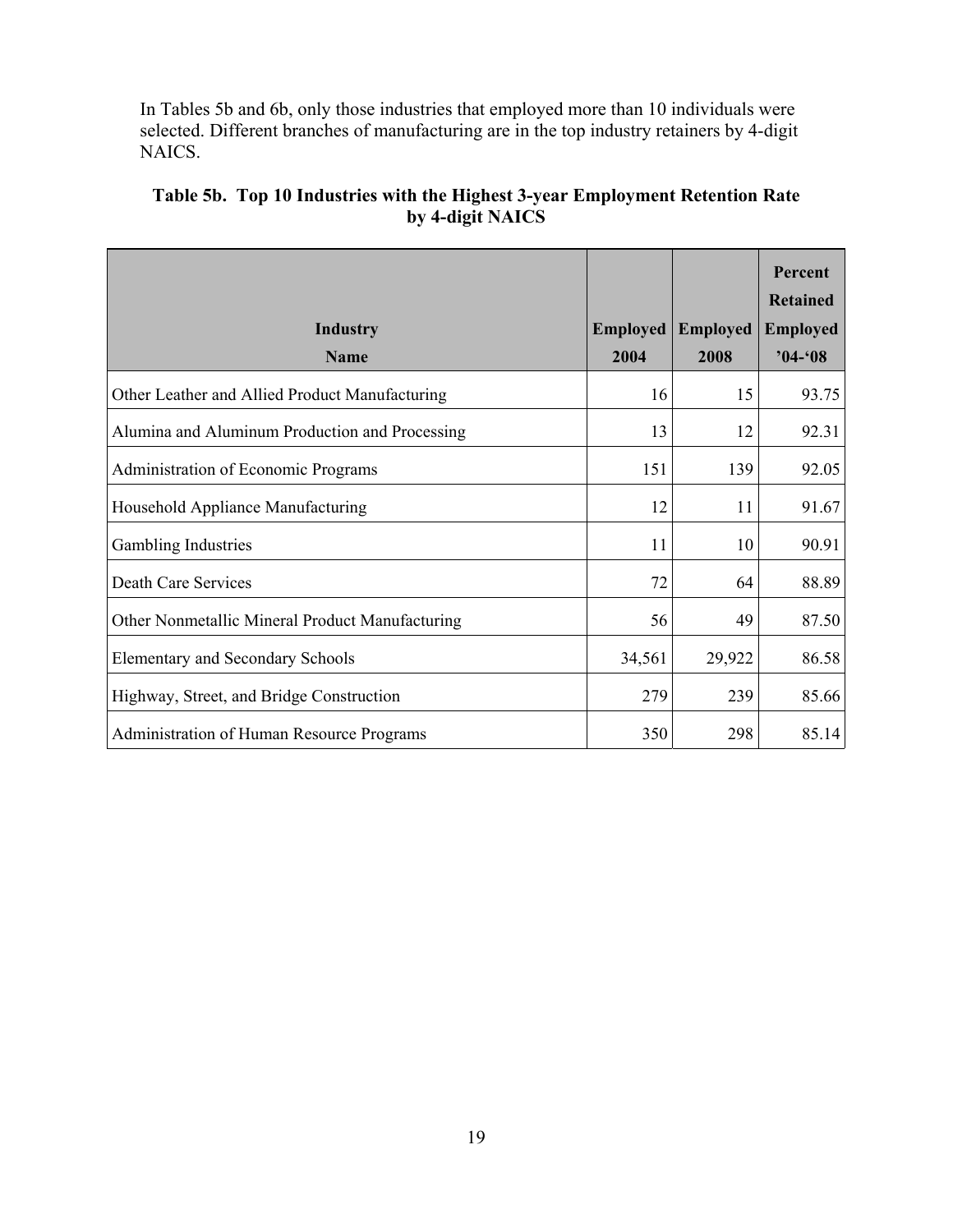In Tables 5b and 6b, only those industries that employed more than 10 individuals were selected. Different branches of manufacturing are in the top industry retainers by 4-digit NAICS.

**Table 5b. Top 10 Industries with the Highest 3-year Employment Retention Rate by 4-digit NAICS**

| Industry Name | Employed 2004 | Employed 2008 | Percent Retained Employed '04-'08 |
|---|---|---|---|
| Other Leather and Allied Product Manufacturing | 16 | 15 | 93.75 |
| Alumina and Aluminum Production and Processing | 13 | 12 | 92.31 |
| Administration of Economic Programs | 151 | 139 | 92.05 |
| Household Appliance Manufacturing | 12 | 11 | 91.67 |
| Gambling Industries | 11 | 10 | 90.91 |
| Death Care Services | 72 | 64 | 88.89 |
| Other Nonmetallic Mineral Product Manufacturing | 56 | 49 | 87.50 |
| Elementary and Secondary Schools | 34,561 | 29,922 | 86.58 |
| Highway, Street, and Bridge Construction | 279 | 239 | 85.66 |
| Administration of Human Resource Programs | 350 | 298 | 85.14 |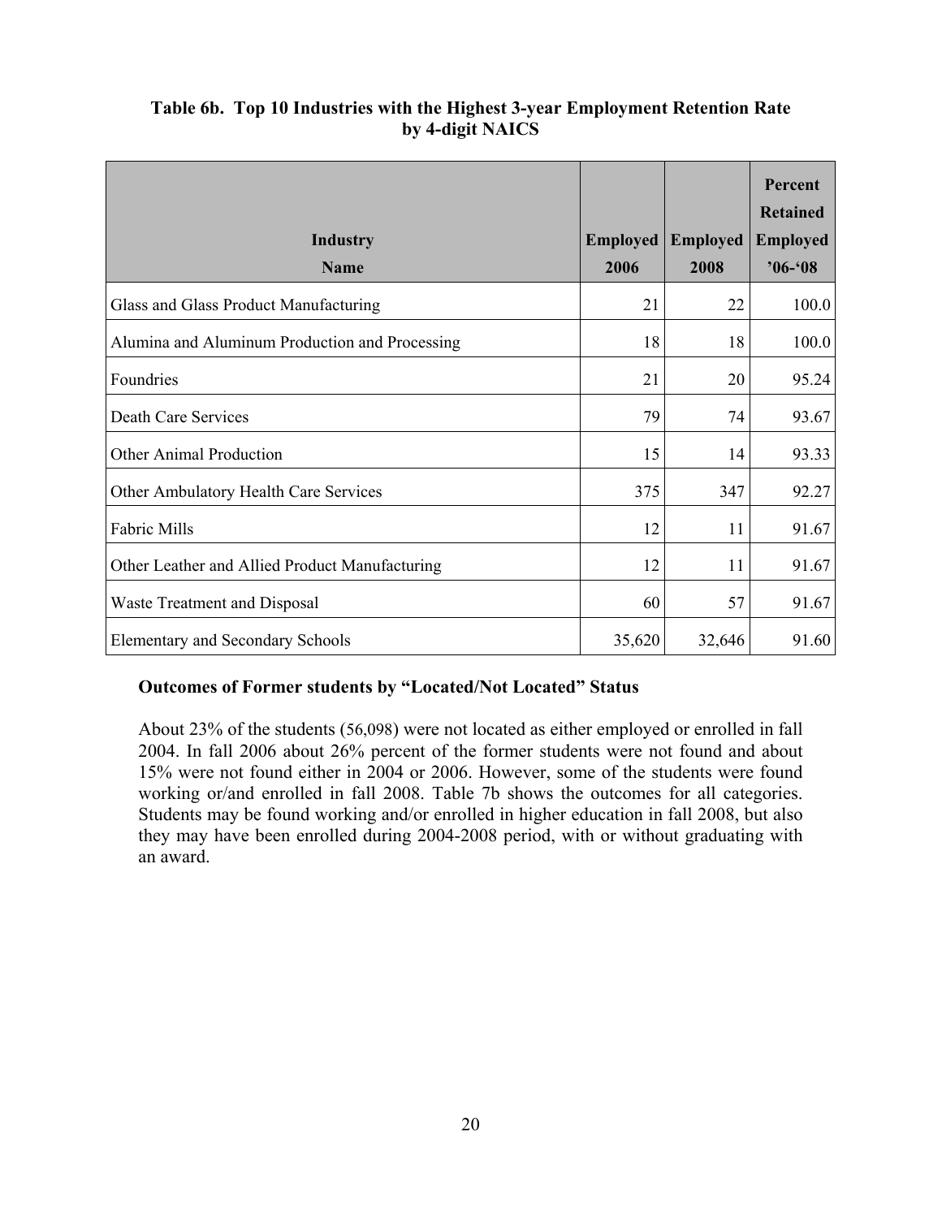**Table 6b. Top 10 Industries with the Highest 3-year Employment Retention Rate by 4-digit NAICS**

| Industry Name | Employed 2006 | Employed 2008 | Percent Retained Employed '06-'08 |
|---|---|---|---|
| Glass and Glass Product Manufacturing | 21 | 22 | 100.0 |
| Alumina and Aluminum Production and Processing | 18 | 18 | 100.0 |
| Foundries | 21 | 20 | 95.24 |
| Death Care Services | 79 | 74 | 93.67 |
| Other Animal Production | 15 | 14 | 93.33 |
| Other Ambulatory Health Care Services | 375 | 347 | 92.27 |
| Fabric Mills | 12 | 11 | 91.67 |
| Other Leather and Allied Product Manufacturing | 12 | 11 | 91.67 |
| Waste Treatment and Disposal | 60 | 57 | 91.67 |
| Elementary and Secondary Schools | 35,620 | 32,646 | 91.60 |

### Outcomes of Former students by "Located/Not Located" Status

About 23% of the students (56,098) were not located as either employed or enrolled in fall 2004. In fall 2006 about 26% percent of the former students were not found and about 15% were not found either in 2004 or 2006. However, some of the students were found working or/and enrolled in fall 2008. Table 7b shows the outcomes for all categories. Students may be found working and/or enrolled in higher education in fall 2008, but also they may have been enrolled during 2004-2008 period, with or without graduating with an award.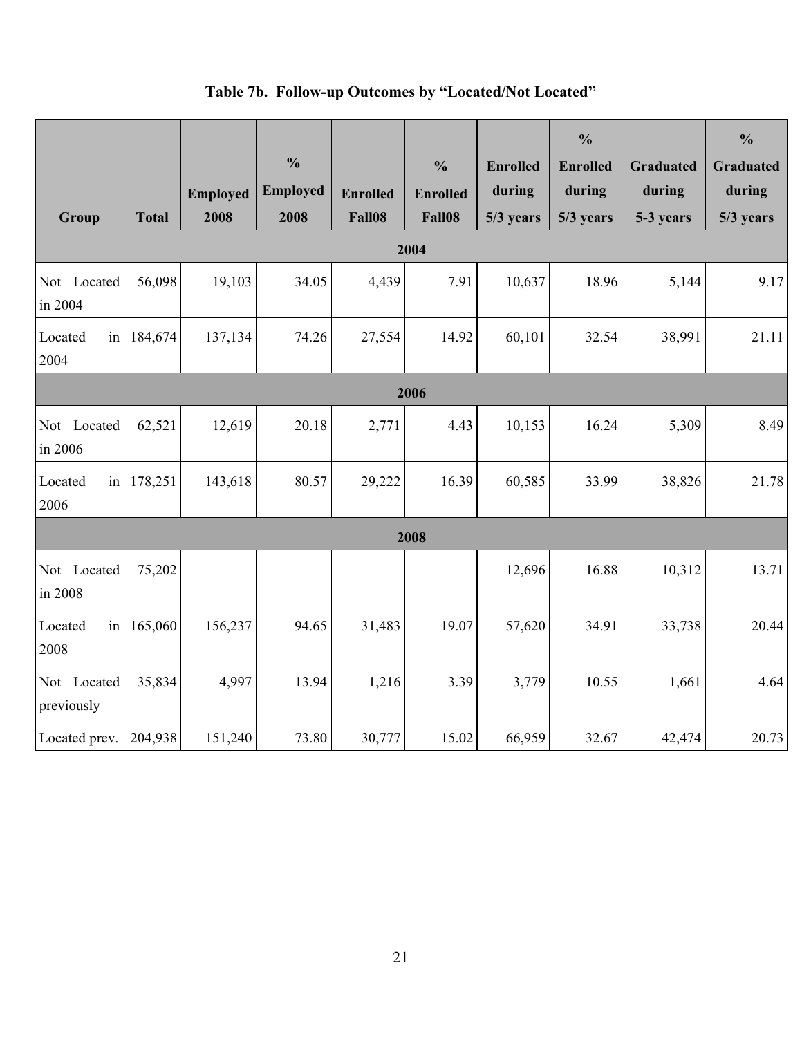**Table 7b. Follow-up Outcomes by "Located/Not Located"**

| Group | Total | Employed 2008 | % Employed 2008 | Enrolled Fall08 | % Enrolled Fall08 | Enrolled during 5/3 years | % Enrolled during 5/3 years | Graduated during 5-3 years | % Graduated during 5/3 years |
|---|---|---|---|---|---|---|---|---|---|
| **2004** | | | | | | | | | |
| Not Located in 2004 | 56,098 | 19,103 | 34.05 | 4,439 | 7.91 | 10,637 | 18.96 | 5,144 | 9.17 |
| Located in 2004 | 184,674 | 137,134 | 74.26 | 27,554 | 14.92 | 60,101 | 32.54 | 38,991 | 21.11 |
| **2006** | | | | | | | | | |
| Not Located in 2006 | 62,521 | 12,619 | 20.18 | 2,771 | 4.43 | 10,153 | 16.24 | 5,309 | 8.49 |
| Located in 2006 | 178,251 | 143,618 | 80.57 | 29,222 | 16.39 | 60,585 | 33.99 | 38,826 | 21.78 |
| **2008** | | | | | | | | | |
| Not Located in 2008 | 75,202 | | | | | 12,696 | 16.88 | 10,312 | 13.71 |
| Located in 2008 | 165,060 | 156,237 | 94.65 | 31,483 | 19.07 | 57,620 | 34.91 | 33,738 | 20.44 |
| Not Located previously | 35,834 | 4,997 | 13.94 | 1,216 | 3.39 | 3,779 | 10.55 | 1,661 | 4.64 |
| Located prev. | 204,938 | 151,240 | 73.80 | 30,777 | 15.02 | 66,959 | 32.67 | 42,474 | 20.73 |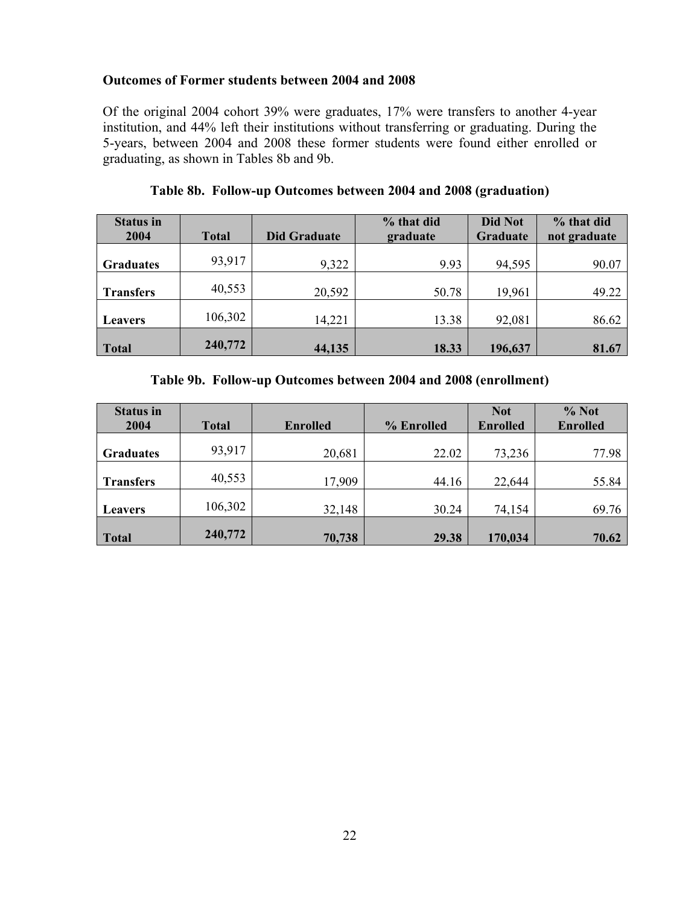**Outcomes of Former students between 2004 and 2008**

Of the original 2004 cohort 39% were graduates, 17% were transfers to another 4-year institution, and 44% left their institutions without transferring or graduating. During the 5-years, between 2004 and 2008 these former students were found either enrolled or graduating, as shown in Tables 8b and 9b.

**Table 8b. Follow-up Outcomes between 2004 and 2008 (graduation)**

| Status in 2004 | Total | Did Graduate | % that did graduate | Did Not Graduate | % that did not graduate |
|---|---|---|---|---|---|
| **Graduates** | 93,917 | 9,322 | 9.93 | 94,595 | 90.07 |
| **Transfers** | 40,553 | 20,592 | 50.78 | 19,961 | 49.22 |
| **Leavers** | 106,302 | 14,221 | 13.38 | 92,081 | 86.62 |
| **Total** | **240,772** | **44,135** | **18.33** | **196,637** | **81.67** |

**Table 9b. Follow-up Outcomes between 2004 and 2008 (enrollment)**

| Status in 2004 | Total | Enrolled | % Enrolled | Not Enrolled | % Not Enrolled |
|---|---|---|---|---|---|
| **Graduates** | 93,917 | 20,681 | 22.02 | 73,236 | 77.98 |
| **Transfers** | 40,553 | 17,909 | 44.16 | 22,644 | 55.84 |
| **Leavers** | 106,302 | 32,148 | 30.24 | 74,154 | 69.76 |
| **Total** | **240,772** | **70,738** | **29.38** | **170,034** | **70.62** |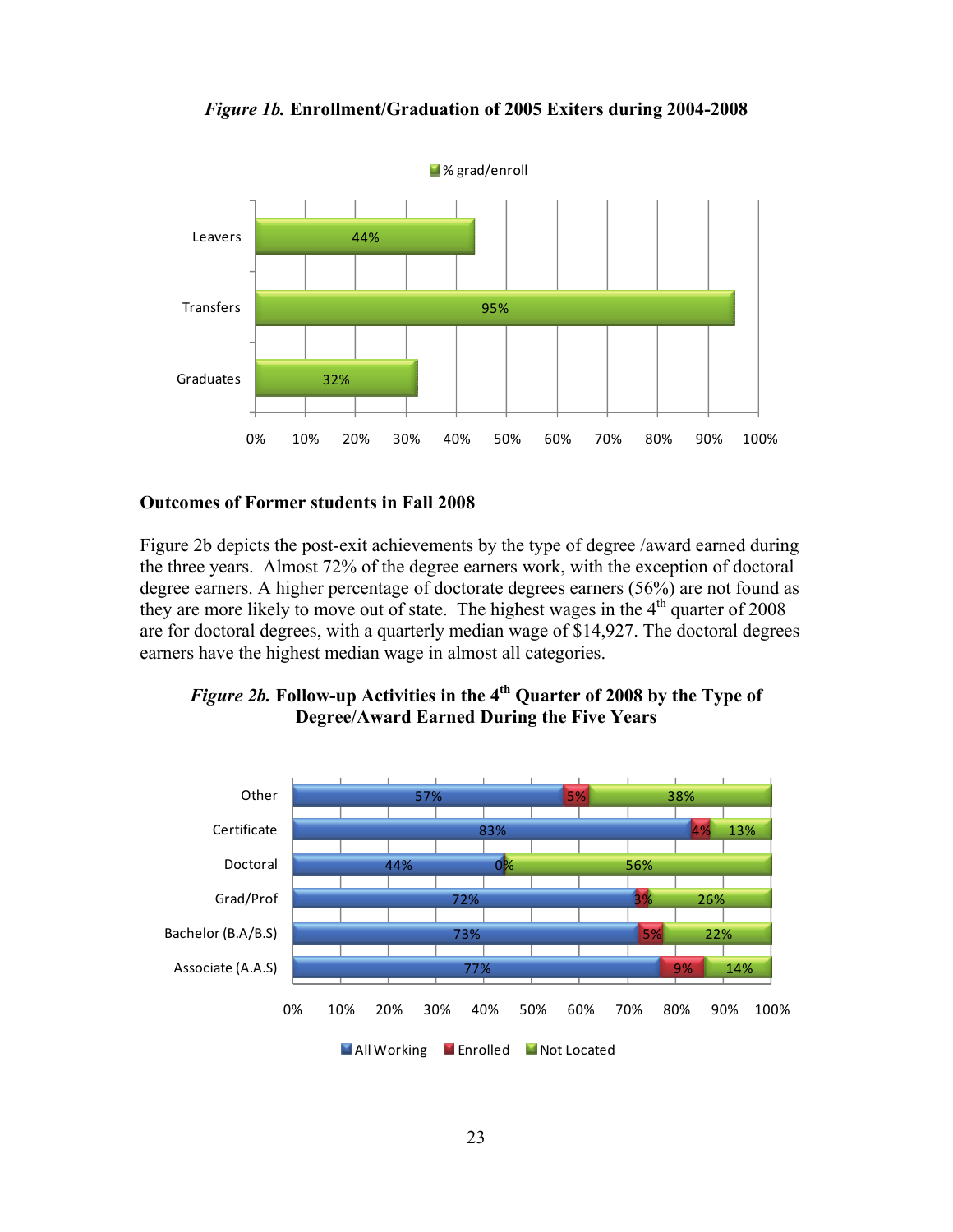*Figure 1b.* **Enrollment/Graduation of 2005 Exiters during 2004-2008**

| | % grad/enroll |
|---|---|
| Leavers | 44% |
| Transfers | 95% |
| Graduates | 32% |

**Outcomes of Former students in Fall 2008**

Figure 2b depicts the post-exit achievements by the type of degree /award earned during the three years. Almost 72% of the degree earners work, with the exception of doctoral degree earners. A higher percentage of doctorate degrees earners (56%) are not found as they are more likely to move out of state. The highest wages in the 4th quarter of 2008 are for doctoral degrees, with a quarterly median wage of $14,927. The doctoral degrees earners have the highest median wage in almost all categories.

*Figure 2b.* **Follow-up Activities in the 4th Quarter of 2008 by the Type of Degree/Award Earned During the Five Years**

| | All Working | Enrolled | Not Located |
|---|---|---|---|
| Other | 57% | 5% | 38% |
| Certificate | 83% | 4% | 13% |
| Doctoral | 44% | 0% | 56% |
| Grad/Prof | 72% | 3% | 26% |
| Bachelor (B.A/B.S) | 73% | 5% | 22% |
| Associate (A.A.S) | 77% | 9% | 14% |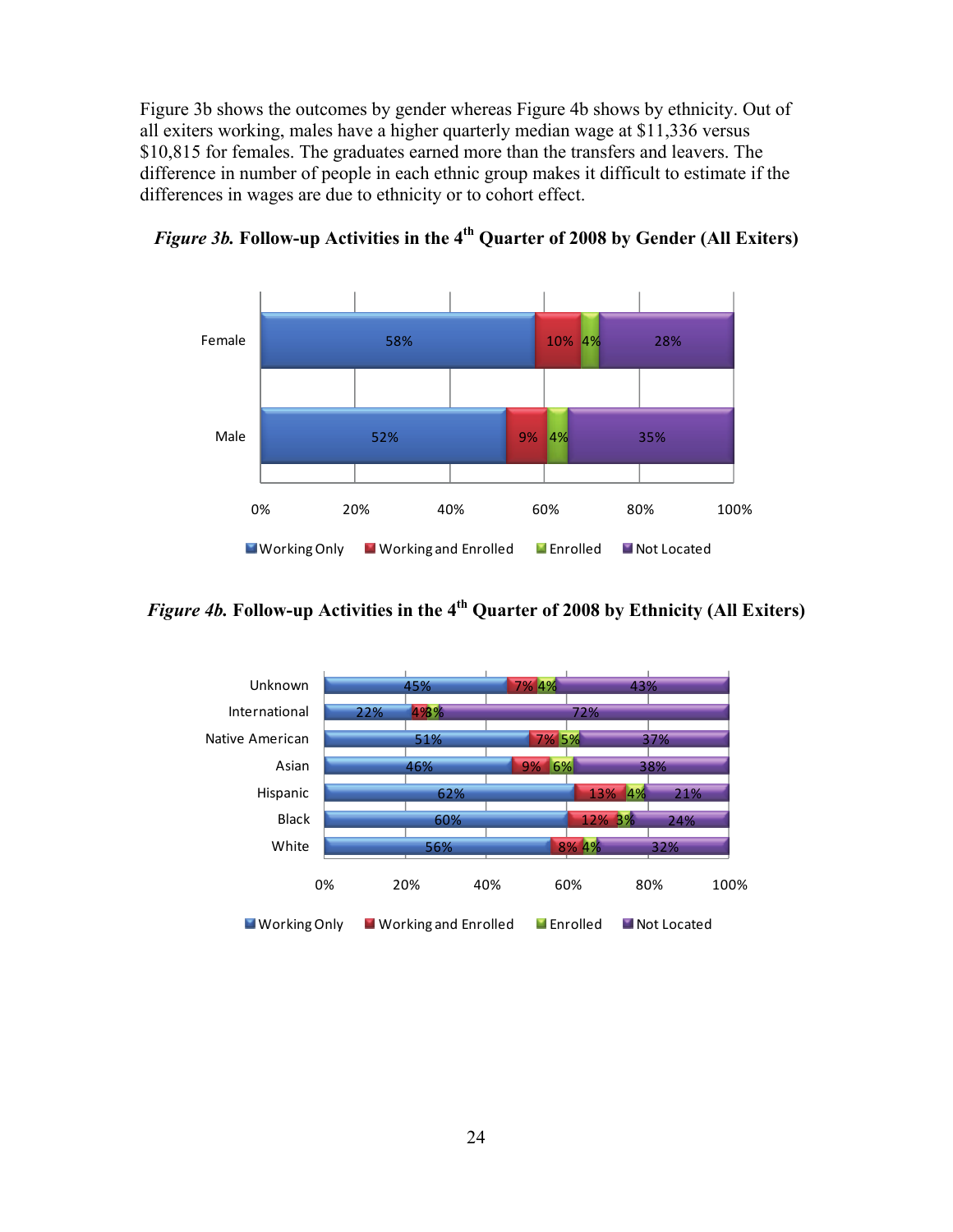Figure 3b shows the outcomes by gender whereas Figure 4b shows by ethnicity. Out of all exiters working, males have a higher quarterly median wage at $11,336 versus $10,815 for females. The graduates earned more than the transfers and leavers. The difference in number of people in each ethnic group makes it difficult to estimate if the differences in wages are due to ethnicity or to cohort effect.

***Figure 3b.*** **Follow-up Activities in the 4th Quarter of 2008 by Gender (All Exiters)**

| | Working Only | Working and Enrolled | Enrolled | Not Located |
|---|---|---|---|---|
| Female | 58% | 10% | 4% | 28% |
| Male | 52% | 9% | 4% | 35% |

***Figure 4b.*** **Follow-up Activities in the 4th Quarter of 2008 by Ethnicity (All Exiters)**

| | Working Only | Working and Enrolled | Enrolled | Not Located |
|---|---|---|---|---|
| Unknown | 45% | 7% | 4% | 43% |
| International | 22% | 4% | 3% | 72% |
| Native American | 51% | 7% | 5% | 37% |
| Asian | 46% | 9% | 6% | 38% |
| Hispanic | 62% | 13% | 4% | 21% |
| Black | 60% | 12% | 3% | 24% |
| White | 56% | 8% | 4% | 32% |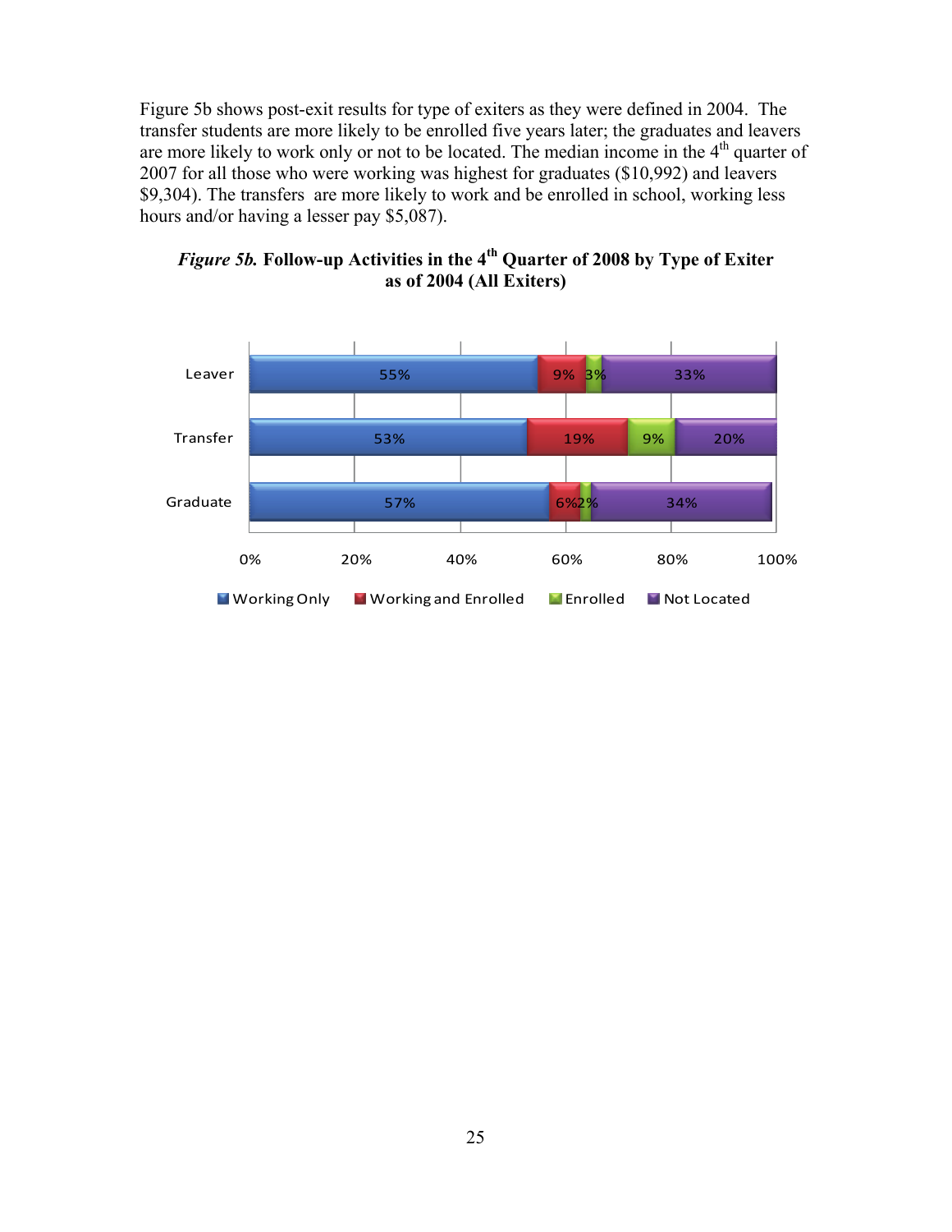Figure 5b shows post-exit results for type of exiters as they were defined in 2004. The transfer students are more likely to be enrolled five years later; the graduates and leavers are more likely to work only or not to be located. The median income in the 4th quarter of 2007 for all those who were working was highest for graduates ($10,992) and leavers $9,304). The transfers are more likely to work and be enrolled in school, working less hours and/or having a lesser pay $5,087).

***Figure 5b.* Follow-up Activities in the 4th Quarter of 2008 by Type of Exiter as of 2004 (All Exiters)**

| | Working Only | Working and Enrolled | Enrolled | Not Located |
|---|---|---|---|---|
| Leaver | 55% | 9% | 3% | 33% |
| Transfer | 53% | 19% | 9% | 20% |
| Graduate | 57% | 6% | 2% | 34% |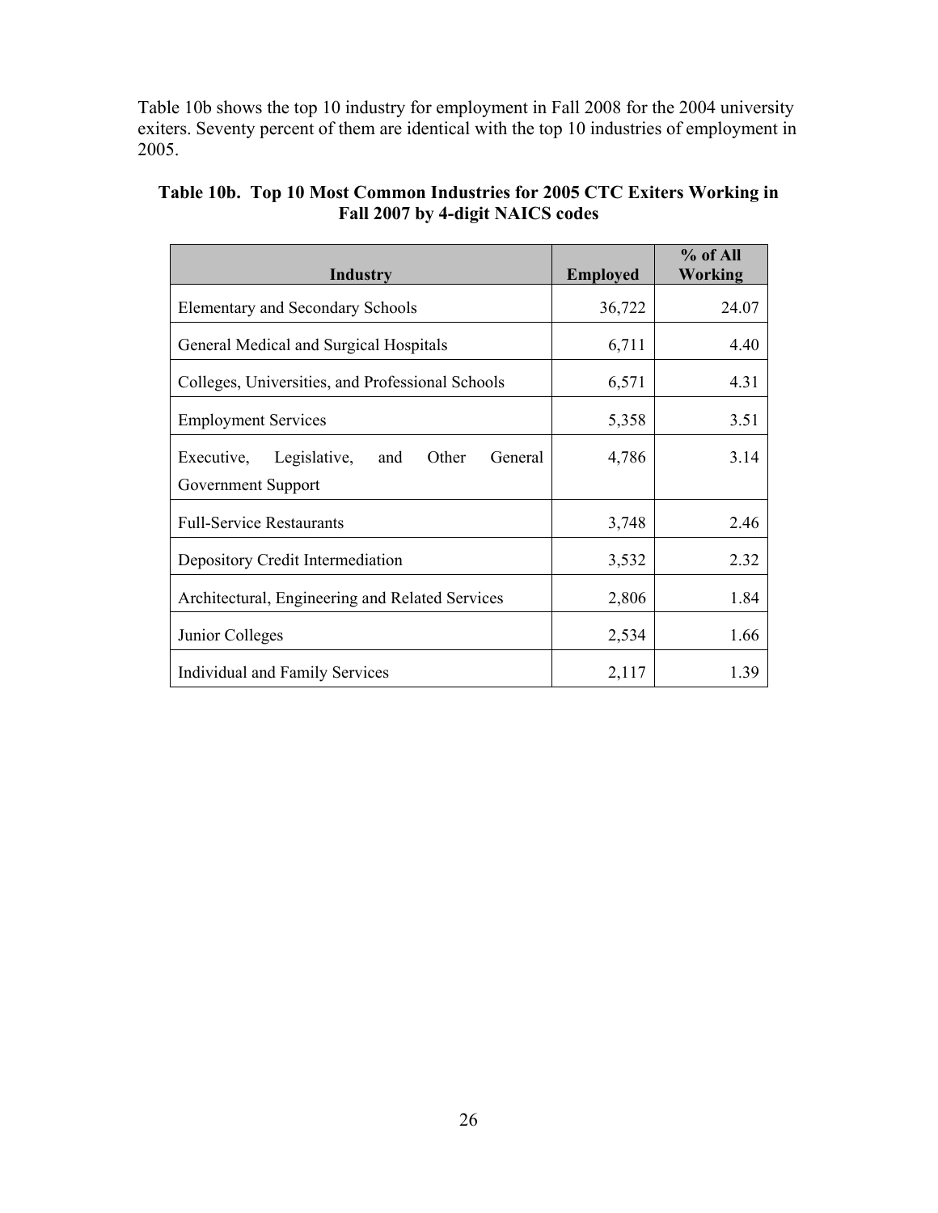Table 10b shows the top 10 industry for employment in Fall 2008 for the 2004 university exiters. Seventy percent of them are identical with the top 10 industries of employment in 2005.

**Table 10b. Top 10 Most Common Industries for 2005 CTC Exiters Working in Fall 2007 by 4-digit NAICS codes**

| Industry | Employed | % of All Working |
|---|---:|---:|
| Elementary and Secondary Schools | 36,722 | 24.07 |
| General Medical and Surgical Hospitals | 6,711 | 4.40 |
| Colleges, Universities, and Professional Schools | 6,571 | 4.31 |
| Employment Services | 5,358 | 3.51 |
| Executive, Legislative, and Other General Government Support | 4,786 | 3.14 |
| Full-Service Restaurants | 3,748 | 2.46 |
| Depository Credit Intermediation | 3,532 | 2.32 |
| Architectural, Engineering and Related Services | 2,806 | 1.84 |
| Junior Colleges | 2,534 | 1.66 |
| Individual and Family Services | 2,117 | 1.39 |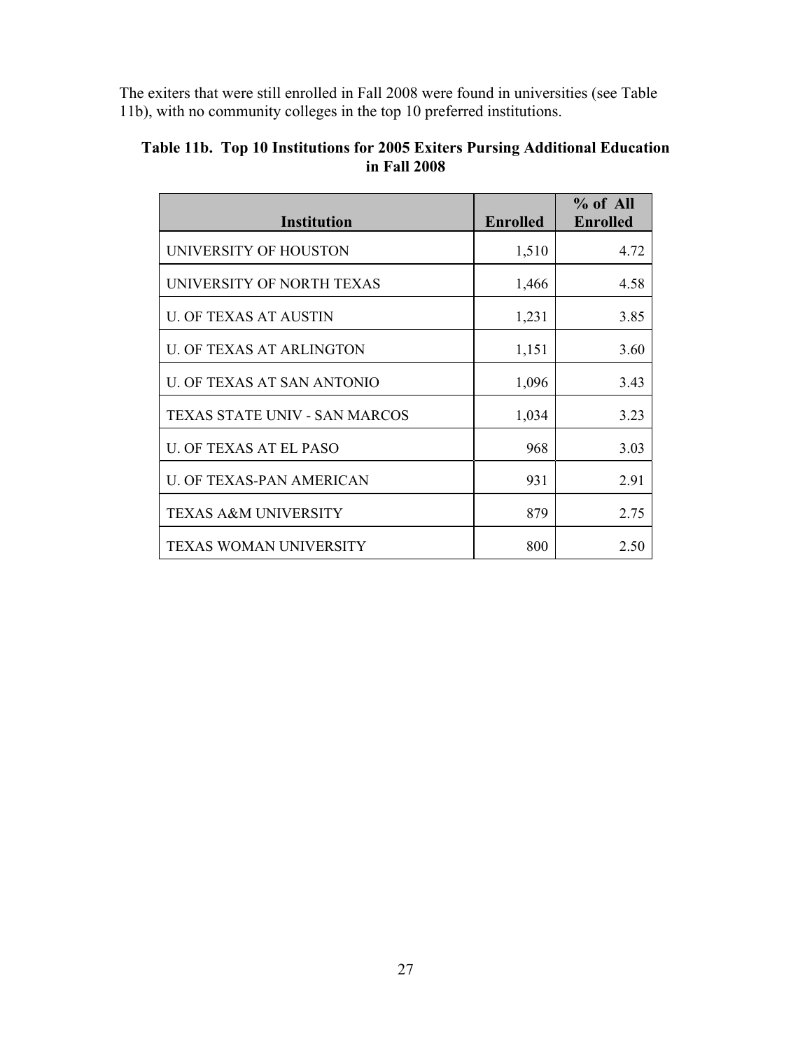The exiters that were still enrolled in Fall 2008 were found in universities (see Table 11b), with no community colleges in the top 10 preferred institutions.

**Table 11b. Top 10 Institutions for 2005 Exiters Pursing Additional Education in Fall 2008**

| Institution | Enrolled | % of All Enrolled |
|---|---|---|
| UNIVERSITY OF HOUSTON | 1,510 | 4.72 |
| UNIVERSITY OF NORTH TEXAS | 1,466 | 4.58 |
| U. OF TEXAS AT AUSTIN | 1,231 | 3.85 |
| U. OF TEXAS AT ARLINGTON | 1,151 | 3.60 |
| U. OF TEXAS AT SAN ANTONIO | 1,096 | 3.43 |
| TEXAS STATE UNIV - SAN MARCOS | 1,034 | 3.23 |
| U. OF TEXAS AT EL PASO | 968 | 3.03 |
| U. OF TEXAS-PAN AMERICAN | 931 | 2.91 |
| TEXAS A&M UNIVERSITY | 879 | 2.75 |
| TEXAS WOMAN UNIVERSITY | 800 | 2.50 |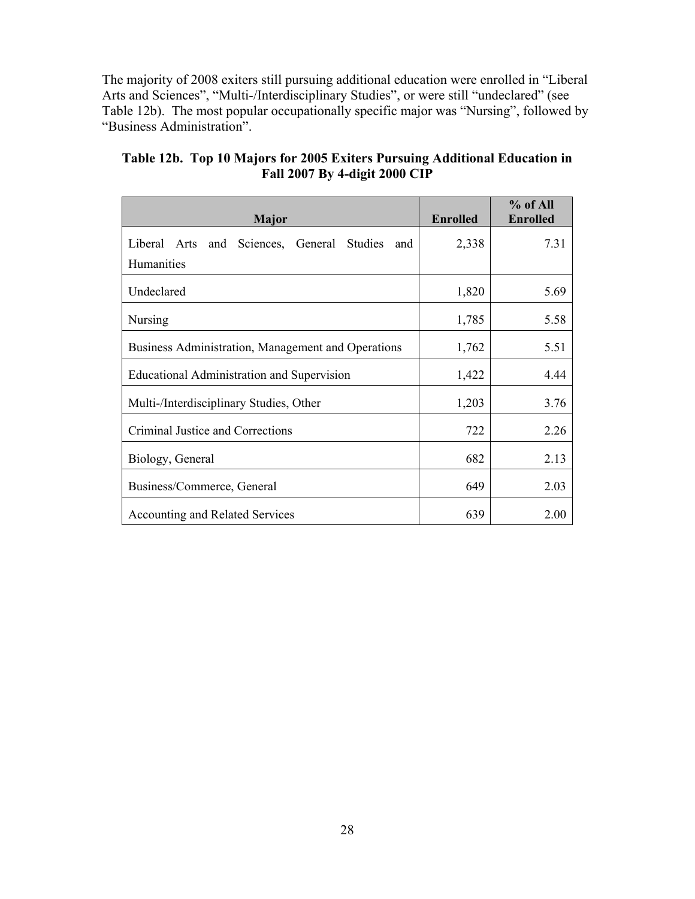The majority of 2008 exiters still pursuing additional education were enrolled in "Liberal Arts and Sciences", "Multi-/Interdisciplinary Studies", or were still "undeclared" (see Table 12b). The most popular occupationally specific major was "Nursing", followed by "Business Administration".

**Table 12b. Top 10 Majors for 2005 Exiters Pursuing Additional Education in Fall 2007 By 4-digit 2000 CIP**

| Major | Enrolled | % of All Enrolled |
|---|---|---|
| Liberal Arts and Sciences, General Studies and Humanities | 2,338 | 7.31 |
| Undeclared | 1,820 | 5.69 |
| Nursing | 1,785 | 5.58 |
| Business Administration, Management and Operations | 1,762 | 5.51 |
| Educational Administration and Supervision | 1,422 | 4.44 |
| Multi-/Interdisciplinary Studies, Other | 1,203 | 3.76 |
| Criminal Justice and Corrections | 722 | 2.26 |
| Biology, General | 682 | 2.13 |
| Business/Commerce, General | 649 | 2.03 |
| Accounting and Related Services | 639 | 2.00 |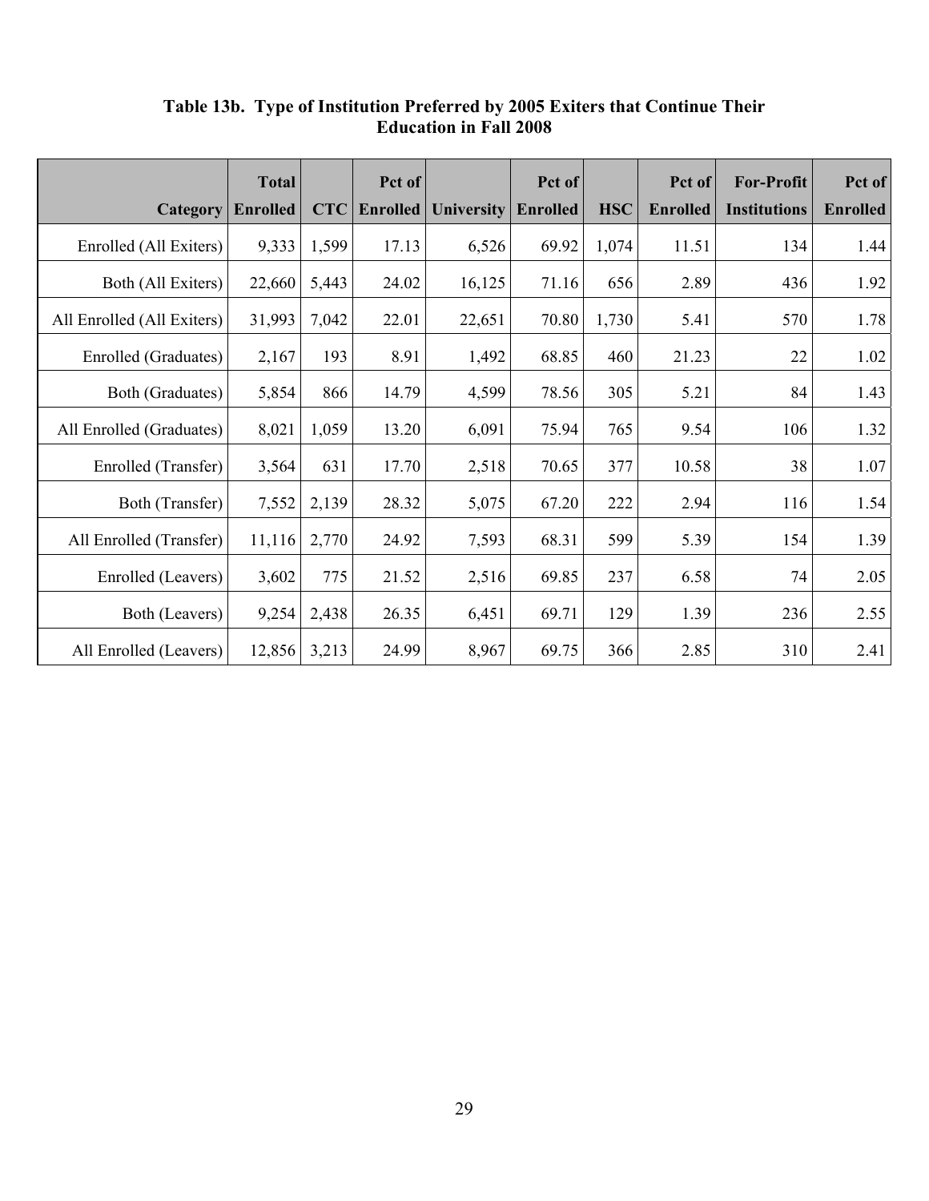**Table 13b. Type of Institution Preferred by 2005 Exiters that Continue Their Education in Fall 2008**

| Category | Total Enrolled | CTC | Pct of Enrolled | University | Pct of Enrolled | HSC | Pct of Enrolled | For-Profit Institutions | Pct of Enrolled |
|---|---|---|---|---|---|---|---|---|---|
| Enrolled (All Exiters) | 9,333 | 1,599 | 17.13 | 6,526 | 69.92 | 1,074 | 11.51 | 134 | 1.44 |
| Both (All Exiters) | 22,660 | 5,443 | 24.02 | 16,125 | 71.16 | 656 | 2.89 | 436 | 1.92 |
| All Enrolled (All Exiters) | 31,993 | 7,042 | 22.01 | 22,651 | 70.80 | 1,730 | 5.41 | 570 | 1.78 |
| Enrolled (Graduates) | 2,167 | 193 | 8.91 | 1,492 | 68.85 | 460 | 21.23 | 22 | 1.02 |
| Both (Graduates) | 5,854 | 866 | 14.79 | 4,599 | 78.56 | 305 | 5.21 | 84 | 1.43 |
| All Enrolled (Graduates) | 8,021 | 1,059 | 13.20 | 6,091 | 75.94 | 765 | 9.54 | 106 | 1.32 |
| Enrolled (Transfer) | 3,564 | 631 | 17.70 | 2,518 | 70.65 | 377 | 10.58 | 38 | 1.07 |
| Both (Transfer) | 7,552 | 2,139 | 28.32 | 5,075 | 67.20 | 222 | 2.94 | 116 | 1.54 |
| All Enrolled (Transfer) | 11,116 | 2,770 | 24.92 | 7,593 | 68.31 | 599 | 5.39 | 154 | 1.39 |
| Enrolled (Leavers) | 3,602 | 775 | 21.52 | 2,516 | 69.85 | 237 | 6.58 | 74 | 2.05 |
| Both (Leavers) | 9,254 | 2,438 | 26.35 | 6,451 | 69.71 | 129 | 1.39 | 236 | 2.55 |
| All Enrolled (Leavers) | 12,856 | 3,213 | 24.99 | 8,967 | 69.75 | 366 | 2.85 | 310 | 2.41 |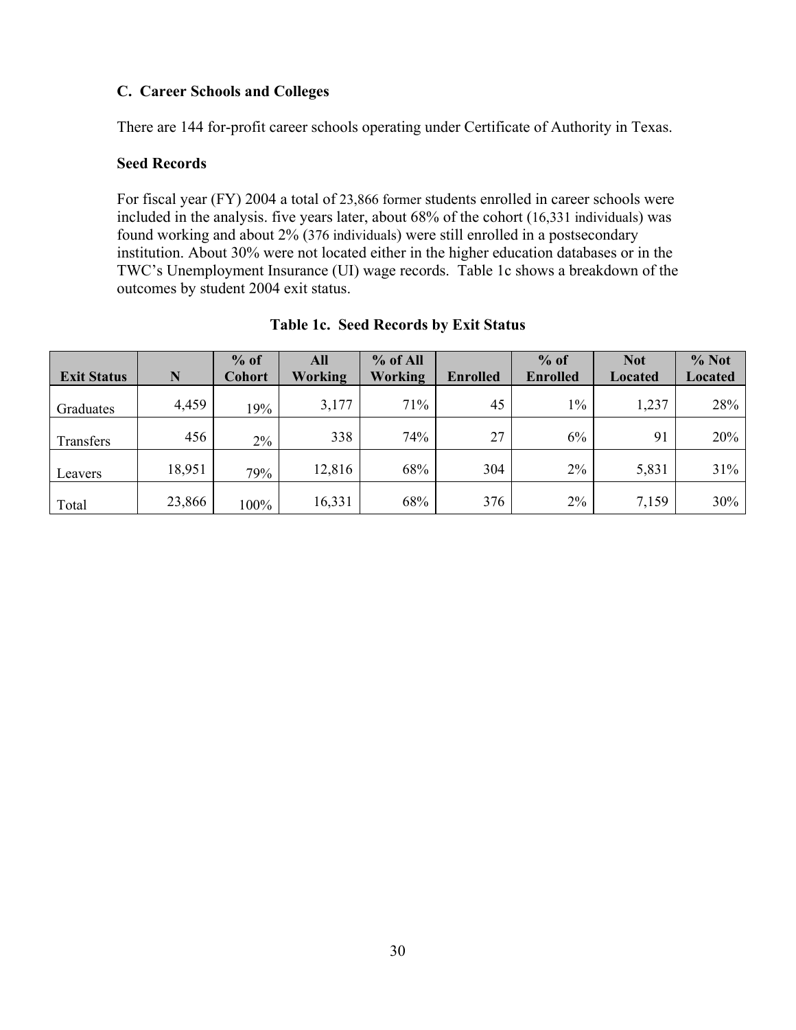### C. Career Schools and Colleges

There are 144 for-profit career schools operating under Certificate of Authority in Texas.

**Seed Records**

For fiscal year (FY) 2004 a total of 23,866 former students enrolled in career schools were included in the analysis. five years later, about 68% of the cohort (16,331 individuals) was found working and about 2% (376 individuals) were still enrolled in a postsecondary institution. About 30% were not located either in the higher education databases or in the TWC's Unemployment Insurance (UI) wage records. Table 1c shows a breakdown of the outcomes by student 2004 exit status.

**Table 1c. Seed Records by Exit Status**

| Exit Status | N | % of Cohort | All Working | % of All Working | Enrolled | % of Enrolled | Not Located | % Not Located |
|---|---|---|---|---|---|---|---|---|
| Graduates | 4,459 | 19% | 3,177 | 71% | 45 | 1% | 1,237 | 28% |
| Transfers | 456 | 2% | 338 | 74% | 27 | 6% | 91 | 20% |
| Leavers | 18,951 | 79% | 12,816 | 68% | 304 | 2% | 5,831 | 31% |
| Total | 23,866 | 100% | 16,331 | 68% | 376 | 2% | 7,159 | 30% |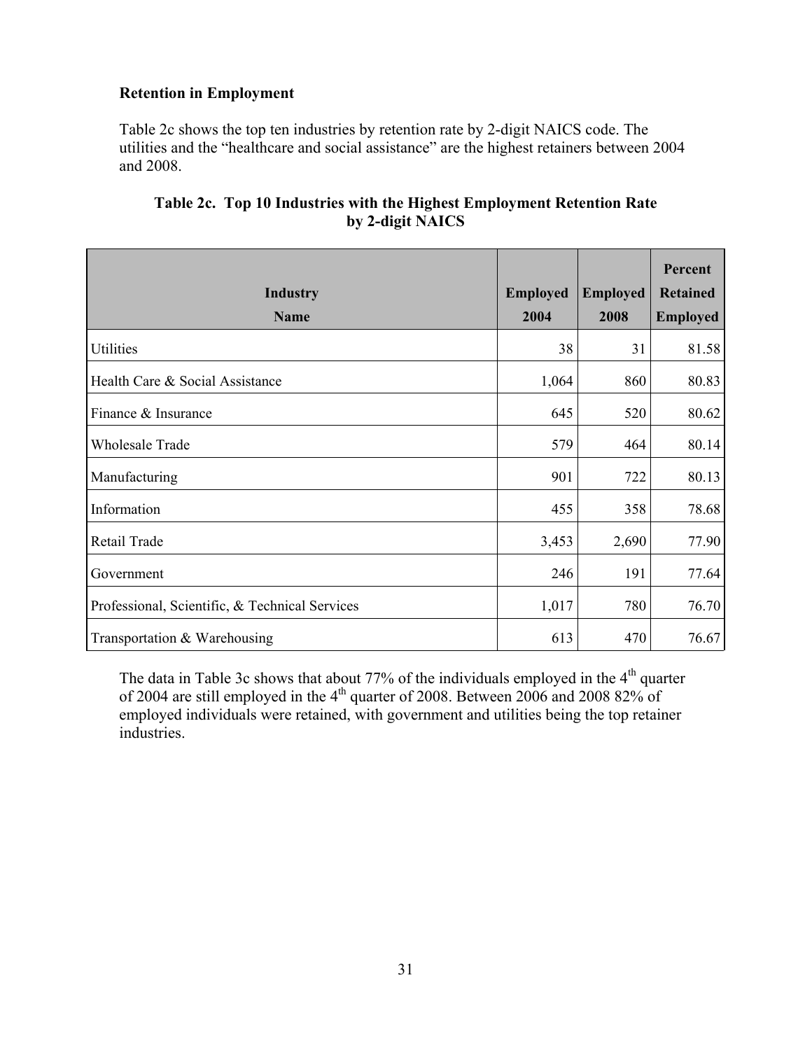### Retention in Employment

Table 2c shows the top ten industries by retention rate by 2-digit NAICS code. The utilities and the "healthcare and social assistance" are the highest retainers between 2004 and 2008.

**Table 2c. Top 10 Industries with the Highest Employment Retention Rate by 2-digit NAICS**

| Industry Name | Employed 2004 | Employed 2008 | Percent Retained Employed |
|---|---|---|---|
| Utilities | 38 | 31 | 81.58 |
| Health Care & Social Assistance | 1,064 | 860 | 80.83 |
| Finance & Insurance | 645 | 520 | 80.62 |
| Wholesale Trade | 579 | 464 | 80.14 |
| Manufacturing | 901 | 722 | 80.13 |
| Information | 455 | 358 | 78.68 |
| Retail Trade | 3,453 | 2,690 | 77.90 |
| Government | 246 | 191 | 77.64 |
| Professional, Scientific, & Technical Services | 1,017 | 780 | 76.70 |
| Transportation & Warehousing | 613 | 470 | 76.67 |

The data in Table 3c shows that about 77% of the individuals employed in the 4th quarter of 2004 are still employed in the 4th quarter of 2008. Between 2006 and 2008 82% of employed individuals were retained, with government and utilities being the top retainer industries.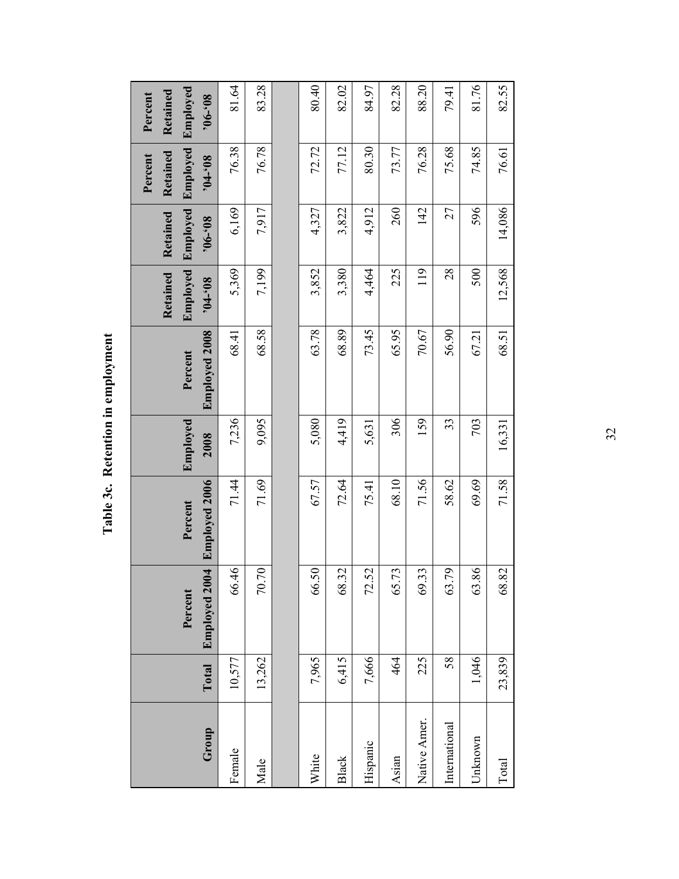**Table 3c. Retention in employment**

| Group | Total | Percent Employed 2004 | Percent Employed 2006 | Employed 2008 | Percent Employed 2008 | Retained Employed '04-'08 | Retained Employed '06-'08 | Percent Retained Employed '04-'08 | Percent Retained Employed '06-'08 |
|---|---|---|---|---|---|---|---|---|---|
| Female | 10,577 | 66.46 | 71.44 | 7,236 | 68.41 | 5,369 | 6,169 | 76.38 | 81.64 |
| Male | 13,262 | 70.70 | 71.69 | 9,095 | 68.58 | 7,199 | 7,917 | 76.78 | 83.28 |
| | | | | | | | | | |
| White | 7,965 | 66.50 | 67.57 | 5,080 | 63.78 | 3,852 | 4,327 | 72.72 | 80.40 |
| Black | 6,415 | 68.32 | 72.64 | 4,419 | 68.89 | 3,380 | 3,822 | 77.12 | 82.02 |
| Hispanic | 7,666 | 72.52 | 75.41 | 5,631 | 73.45 | 4,464 | 4,912 | 80.30 | 84.97 |
| Asian | 464 | 65.73 | 68.10 | 306 | 65.95 | 225 | 260 | 73.77 | 82.28 |
| Native Amer. | 225 | 69.33 | 71.56 | 159 | 70.67 | 119 | 142 | 76.28 | 88.20 |
| International | 58 | 63.79 | 58.62 | 33 | 56.90 | 28 | 27 | 75.68 | 79.41 |
| Unknown | 1,046 | 63.86 | 69.69 | 703 | 67.21 | 500 | 596 | 74.85 | 81.76 |
| Total | 23,839 | 68.82 | 71.58 | 16,331 | 68.51 | 12,568 | 14,086 | 76.61 | 82.55 |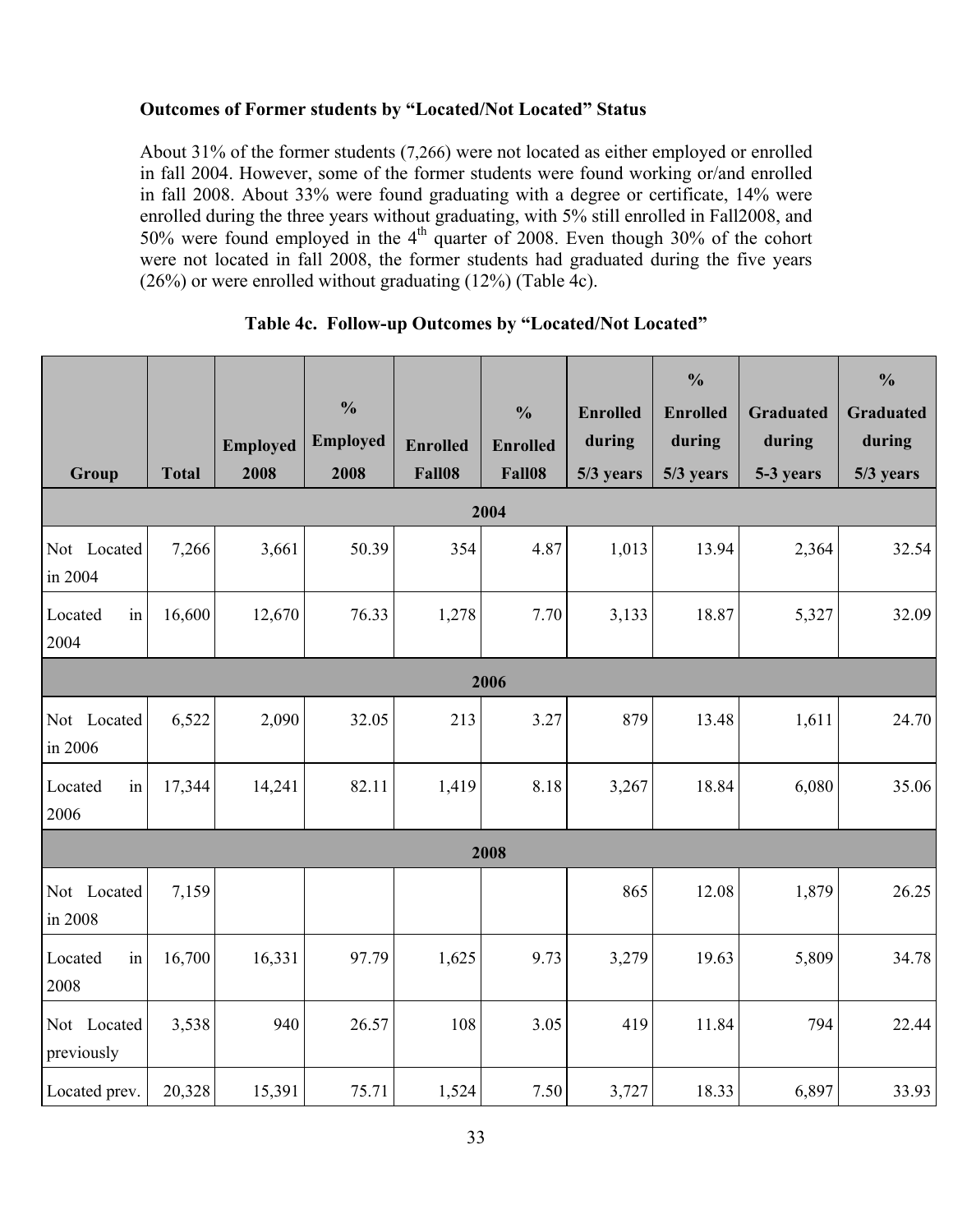### Outcomes of Former students by "Located/Not Located" Status

About 31% of the former students (7,266) were not located as either employed or enrolled in fall 2004. However, some of the former students were found working or/and enrolled in fall 2008. About 33% were found graduating with a degree or certificate, 14% were enrolled during the three years without graduating, with 5% still enrolled in Fall2008, and 50% were found employed in the 4th quarter of 2008. Even though 30% of the cohort were not located in fall 2008, the former students had graduated during the five years (26%) or were enrolled without graduating (12%) (Table 4c).

**Table 4c. Follow-up Outcomes by "Located/Not Located"**

| Group | Total | Employed 2008 | % Employed 2008 | Enrolled Fall08 | % Enrolled Fall08 | Enrolled during 5/3 years | % Enrolled during 5/3 years | Graduated during 5-3 years | % Graduated during 5/3 years |
|---|---|---|---|---|---|---|---|---|---|
| **2004** | | | | | | | | | |
| Not Located in 2004 | 7,266 | 3,661 | 50.39 | 354 | 4.87 | 1,013 | 13.94 | 2,364 | 32.54 |
| Located in 2004 | 16,600 | 12,670 | 76.33 | 1,278 | 7.70 | 3,133 | 18.87 | 5,327 | 32.09 |
| **2006** | | | | | | | | | |
| Not Located in 2006 | 6,522 | 2,090 | 32.05 | 213 | 3.27 | 879 | 13.48 | 1,611 | 24.70 |
| Located in 2006 | 17,344 | 14,241 | 82.11 | 1,419 | 8.18 | 3,267 | 18.84 | 6,080 | 35.06 |
| **2008** | | | | | | | | | |
| Not Located in 2008 | 7,159 | | | | | 865 | 12.08 | 1,879 | 26.25 |
| Located in 2008 | 16,700 | 16,331 | 97.79 | 1,625 | 9.73 | 3,279 | 19.63 | 5,809 | 34.78 |
| Not Located previously | 3,538 | 940 | 26.57 | 108 | 3.05 | 419 | 11.84 | 794 | 22.44 |
| Located prev. | 20,328 | 15,391 | 75.71 | 1,524 | 7.50 | 3,727 | 18.33 | 6,897 | 33.93 |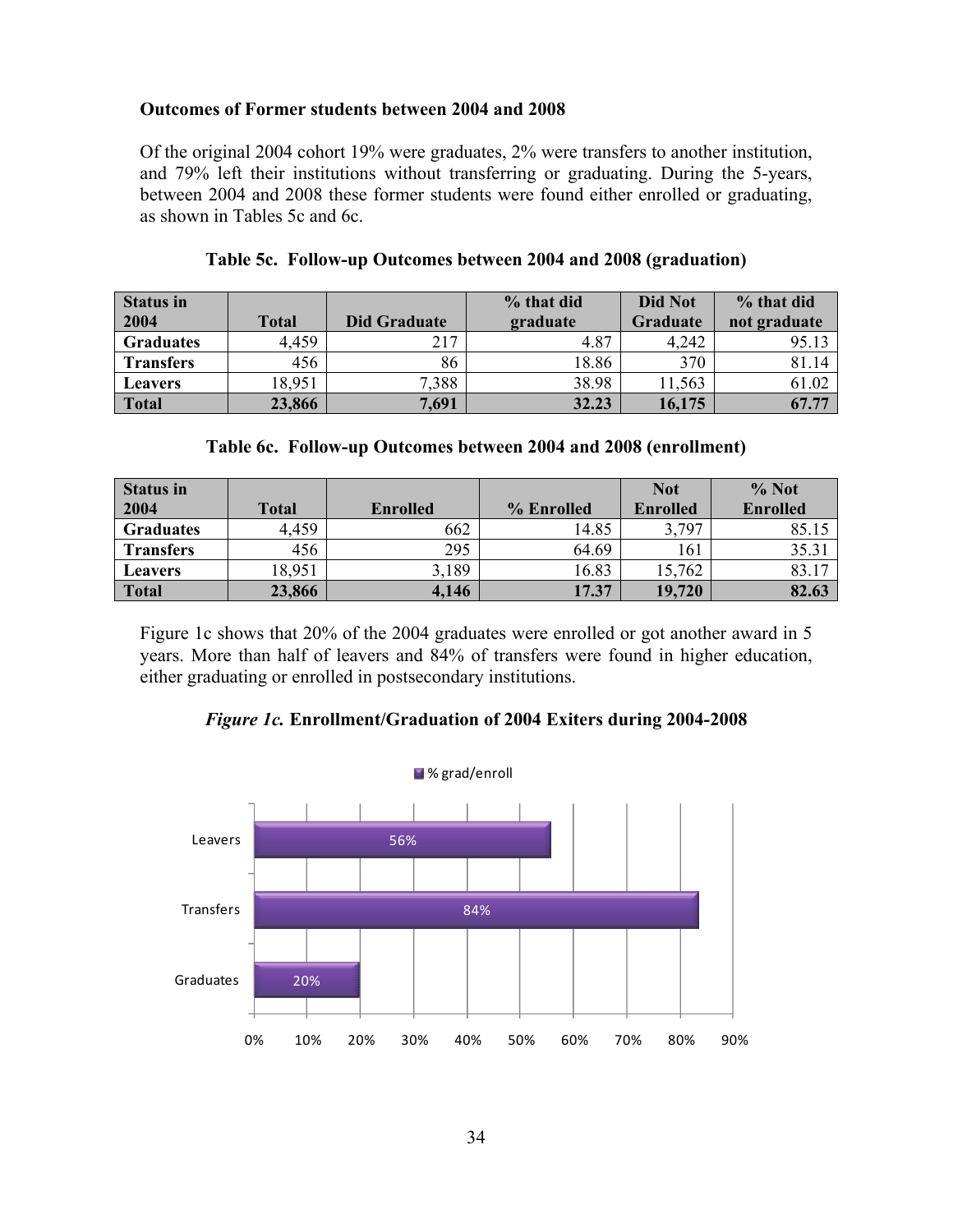**Outcomes of Former students between 2004 and 2008**

Of the original 2004 cohort 19% were graduates, 2% were transfers to another institution, and 79% left their institutions without transferring or graduating. During the 5-years, between 2004 and 2008 these former students were found either enrolled or graduating, as shown in Tables 5c and 6c.

**Table 5c. Follow-up Outcomes between 2004 and 2008 (graduation)**

| Status in 2004 | Total | Did Graduate | % that did graduate | Did Not Graduate | % that did not graduate |
|---|---|---|---|---|---|
| **Graduates** | 4,459 | 217 | 4.87 | 4,242 | 95.13 |
| **Transfers** | 456 | 86 | 18.86 | 370 | 81.14 |
| **Leavers** | 18,951 | 7,388 | 38.98 | 11,563 | 61.02 |
| **Total** | **23,866** | **7,691** | **32.23** | **16,175** | **67.77** |

**Table 6c. Follow-up Outcomes between 2004 and 2008 (enrollment)**

| Status in 2004 | Total | Enrolled | % Enrolled | Not Enrolled | % Not Enrolled |
|---|---|---|---|---|---|
| **Graduates** | 4,459 | 662 | 14.85 | 3,797 | 85.15 |
| **Transfers** | 456 | 295 | 64.69 | 161 | 35.31 |
| **Leavers** | 18,951 | 3,189 | 16.83 | 15,762 | 83.17 |
| **Total** | **23,866** | **4,146** | **17.37** | **19,720** | **82.63** |

Figure 1c shows that 20% of the 2004 graduates were enrolled or got another award in 5 years. More than half of leavers and 84% of transfers were found in higher education, either graduating or enrolled in postsecondary institutions.

***Figure 1c.* Enrollment/Graduation of 2004 Exiters during 2004-2008**

| | % grad/enroll |
|---|---|
| Leavers | 56% |
| Transfers | 84% |
| Graduates | 20% |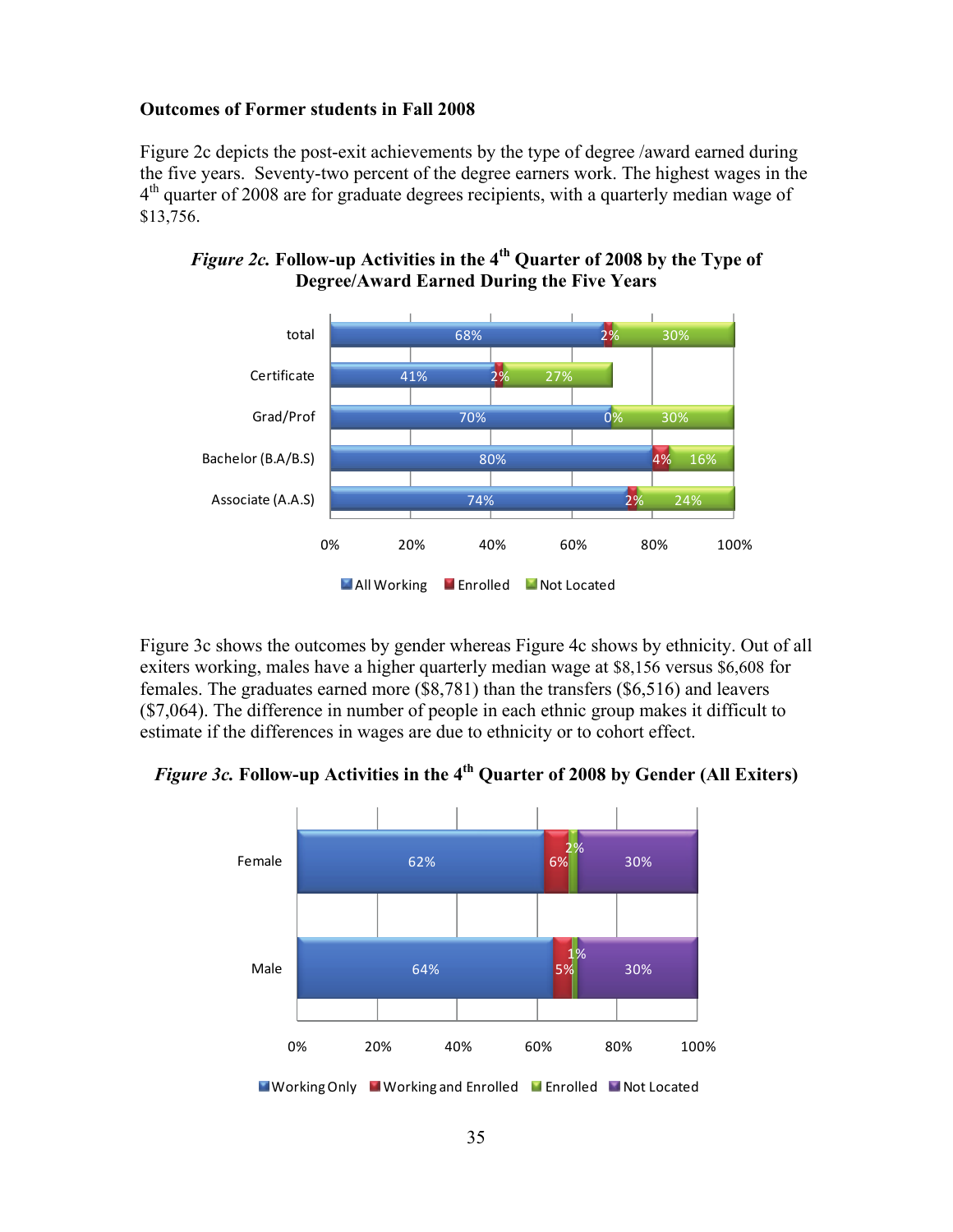**Outcomes of Former students in Fall 2008**

Figure 2c depicts the post-exit achievements by the type of degree /award earned during the five years. Seventy-two percent of the degree earners work. The highest wages in the 4th quarter of 2008 are for graduate degrees recipients, with a quarterly median wage of $13,756.

***Figure 2c.*** **Follow-up Activities in the 4th Quarter of 2008 by the Type of Degree/Award Earned During the Five Years**

| | All Working | Enrolled | Not Located |
|---|---|---|---|
| total | 68% | 2% | 30% |
| Certificate | 41% | 2% | 27% |
| Grad/Prof | 70% | 0% | 30% |
| Bachelor (B.A/B.S) | 80% | 4% | 16% |
| Associate (A.A.S) | 74% | 2% | 24% |

Figure 3c shows the outcomes by gender whereas Figure 4c shows by ethnicity. Out of all exiters working, males have a higher quarterly median wage at $8,156 versus $6,608 for females. The graduates earned more ($8,781) than the transfers ($6,516) and leavers ($7,064). The difference in number of people in each ethnic group makes it difficult to estimate if the differences in wages are due to ethnicity or to cohort effect.

***Figure 3c.*** **Follow-up Activities in the 4th Quarter of 2008 by Gender (All Exiters)**

| | Working Only | Working and Enrolled | Enrolled | Not Located |
|---|---|---|---|---|
| Female | 62% | 6% | 2% | 30% |
| Male | 64% | 5% | 1% | 30% |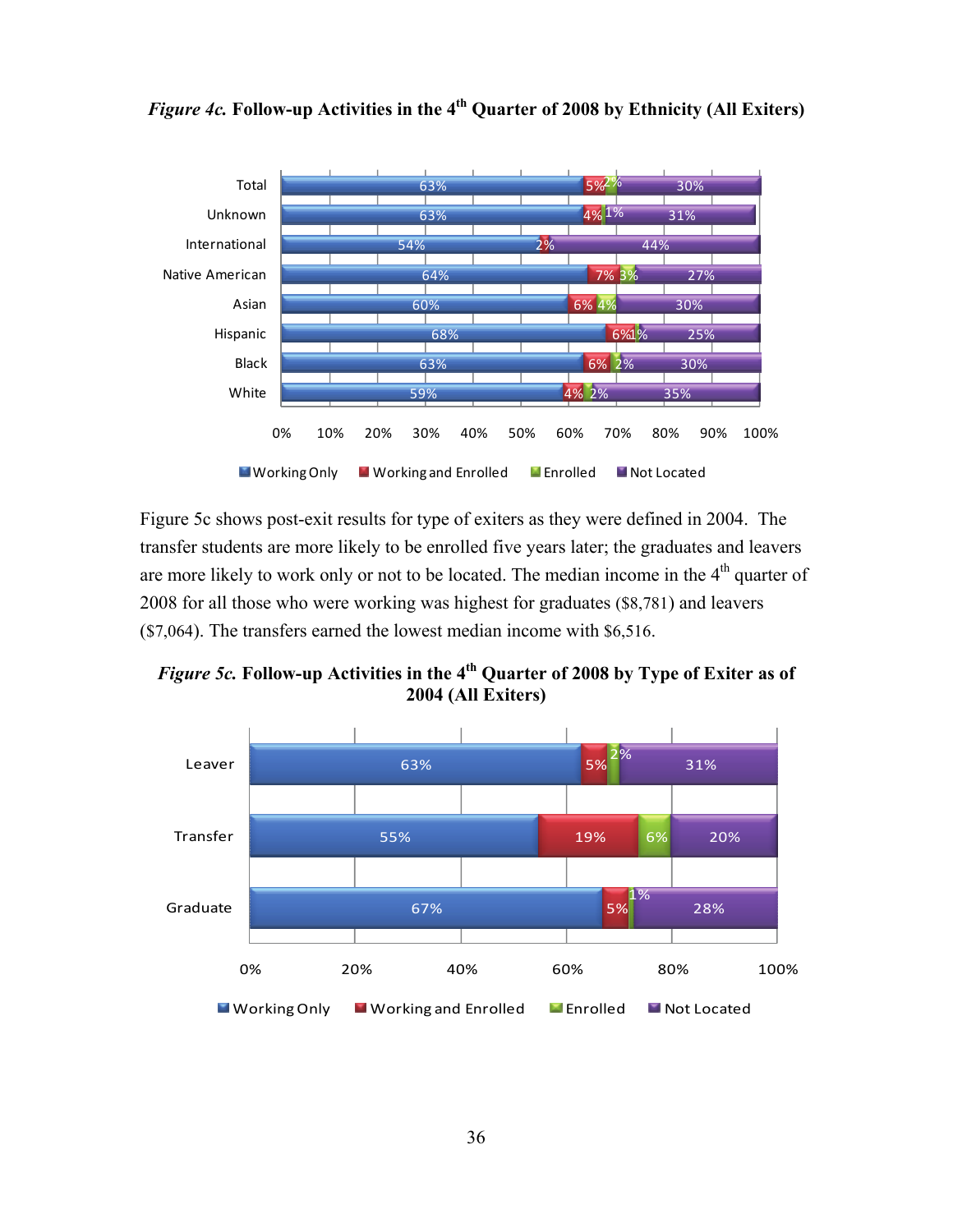*Figure 4c.* **Follow-up Activities in the 4th Quarter of 2008 by Ethnicity (All Exiters)**

| | Working Only | Working and Enrolled | Enrolled | Not Located |
|---|---|---|---|---|
| Total | 63% | 5% | 2% | 30% |
| Unknown | 63% | 4% | 1% | 31% |
| International | 54% | 2% | | 44% |
| Native American | 64% | 7% | 3% | 27% |
| Asian | 60% | 6% | 4% | 30% |
| Hispanic | 68% | 6% | 1% | 25% |
| Black | 63% | 6% | 2% | 30% |
| White | 59% | 4% | 2% | 35% |

Figure 5c shows post-exit results for type of exiters as they were defined in 2004. The transfer students are more likely to be enrolled five years later; the graduates and leavers are more likely to work only or not to be located. The median income in the 4th quarter of 2008 for all those who were working was highest for graduates ($8,781) and leavers ($7,064). The transfers earned the lowest median income with $6,516.

*Figure 5c.* **Follow-up Activities in the 4th Quarter of 2008 by Type of Exiter as of 2004 (All Exiters)**

| | Working Only | Working and Enrolled | Enrolled | Not Located |
|---|---|---|---|---|
| Leaver | 63% | 5% | 2% | 31% |
| Transfer | 55% | 19% | 6% | 20% |
| Graduate | 67% | 5% | 1% | 28% |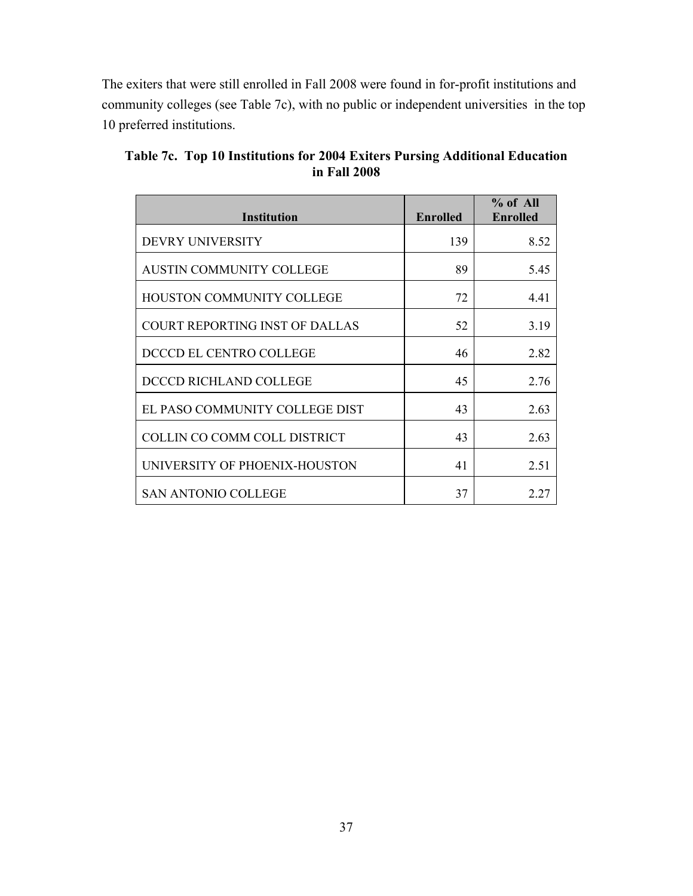The exiters that were still enrolled in Fall 2008 were found in for-profit institutions and community colleges (see Table 7c), with no public or independent universities  in the top 10 preferred institutions.

**Table 7c.  Top 10 Institutions for 2004 Exiters Pursing Additional Education in Fall 2008**

| Institution | Enrolled | % of All Enrolled |
|---|---|---|
| DEVRY UNIVERSITY | 139 | 8.52 |
| AUSTIN COMMUNITY COLLEGE | 89 | 5.45 |
| HOUSTON COMMUNITY COLLEGE | 72 | 4.41 |
| COURT REPORTING INST OF DALLAS | 52 | 3.19 |
| DCCCD EL CENTRO COLLEGE | 46 | 2.82 |
| DCCCD RICHLAND COLLEGE | 45 | 2.76 |
| EL PASO COMMUNITY COLLEGE DIST | 43 | 2.63 |
| COLLIN CO COMM COLL DISTRICT | 43 | 2.63 |
| UNIVERSITY OF PHOENIX-HOUSTON | 41 | 2.51 |
| SAN ANTONIO COLLEGE | 37 | 2.27 |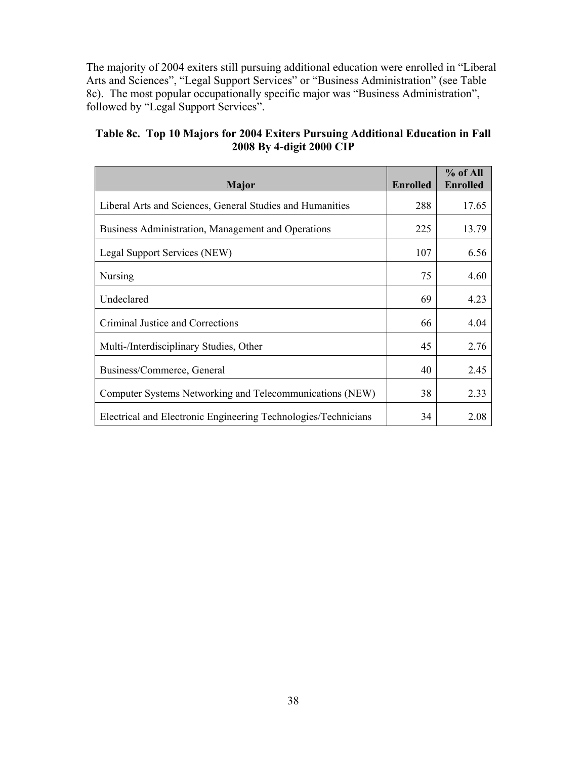The majority of 2004 exiters still pursuing additional education were enrolled in "Liberal Arts and Sciences", "Legal Support Services" or "Business Administration" (see Table 8c). The most popular occupationally specific major was "Business Administration", followed by "Legal Support Services".

**Table 8c. Top 10 Majors for 2004 Exiters Pursuing Additional Education in Fall 2008 By 4-digit 2000 CIP**

| Major | Enrolled | % of All Enrolled |
|---|---|---|
| Liberal Arts and Sciences, General Studies and Humanities | 288 | 17.65 |
| Business Administration, Management and Operations | 225 | 13.79 |
| Legal Support Services (NEW) | 107 | 6.56 |
| Nursing | 75 | 4.60 |
| Undeclared | 69 | 4.23 |
| Criminal Justice and Corrections | 66 | 4.04 |
| Multi-/Interdisciplinary Studies, Other | 45 | 2.76 |
| Business/Commerce, General | 40 | 2.45 |
| Computer Systems Networking and Telecommunications (NEW) | 38 | 2.33 |
| Electrical and Electronic Engineering Technologies/Technicians | 34 | 2.08 |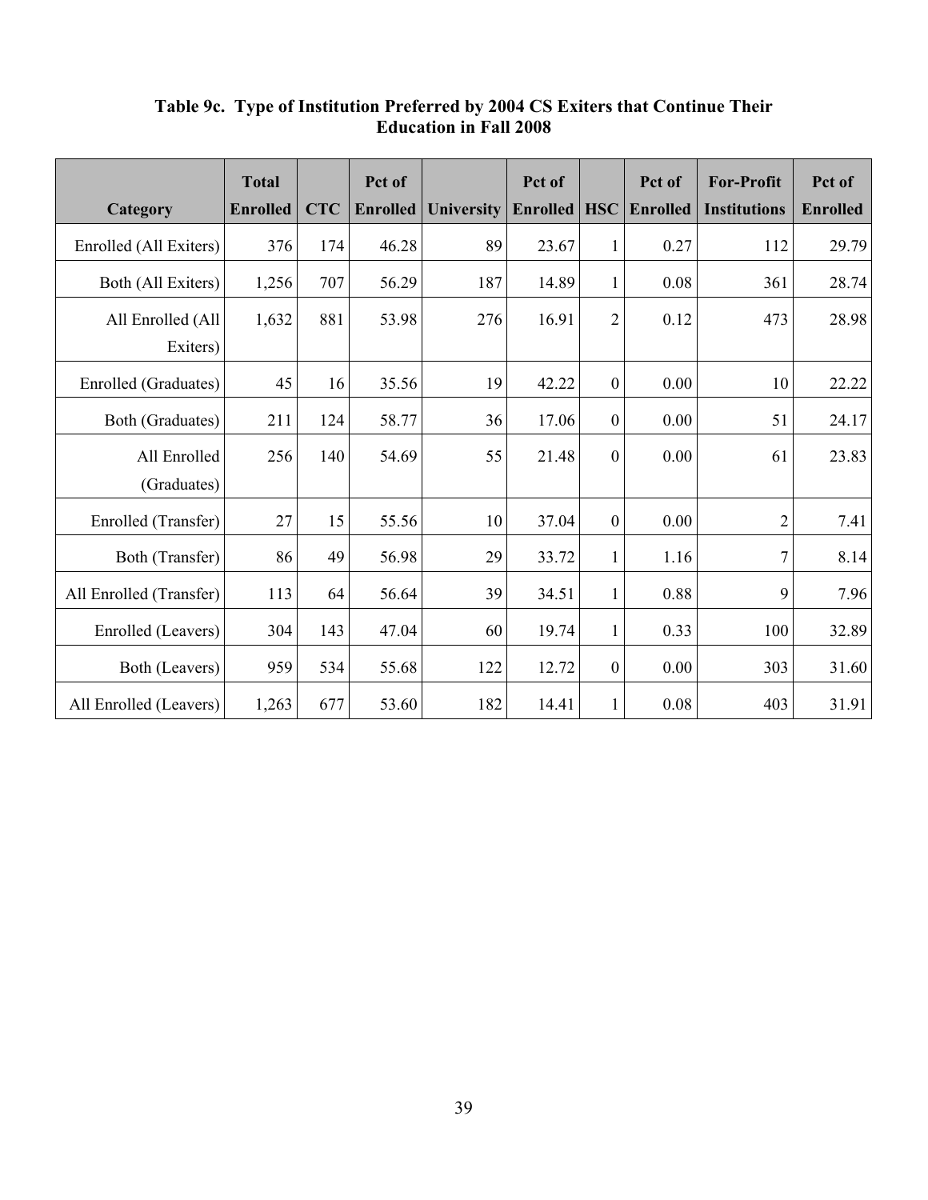**Table 9c. Type of Institution Preferred by 2004 CS Exiters that Continue Their Education in Fall 2008**

| Category | Total Enrolled | CTC | Pct of Enrolled | University | Pct of Enrolled | HSC | Pct of Enrolled | For-Profit Institutions | Pct of Enrolled |
|---|---|---|---|---|---|---|---|---|---|
| Enrolled (All Exiters) | 376 | 174 | 46.28 | 89 | 23.67 | 1 | 0.27 | 112 | 29.79 |
| Both (All Exiters) | 1,256 | 707 | 56.29 | 187 | 14.89 | 1 | 0.08 | 361 | 28.74 |
| All Enrolled (All Exiters) | 1,632 | 881 | 53.98 | 276 | 16.91 | 2 | 0.12 | 473 | 28.98 |
| Enrolled (Graduates) | 45 | 16 | 35.56 | 19 | 42.22 | 0 | 0.00 | 10 | 22.22 |
| Both (Graduates) | 211 | 124 | 58.77 | 36 | 17.06 | 0 | 0.00 | 51 | 24.17 |
| All Enrolled (Graduates) | 256 | 140 | 54.69 | 55 | 21.48 | 0 | 0.00 | 61 | 23.83 |
| Enrolled (Transfer) | 27 | 15 | 55.56 | 10 | 37.04 | 0 | 0.00 | 2 | 7.41 |
| Both (Transfer) | 86 | 49 | 56.98 | 29 | 33.72 | 1 | 1.16 | 7 | 8.14 |
| All Enrolled (Transfer) | 113 | 64 | 56.64 | 39 | 34.51 | 1 | 0.88 | 9 | 7.96 |
| Enrolled (Leavers) | 304 | 143 | 47.04 | 60 | 19.74 | 1 | 0.33 | 100 | 32.89 |
| Both (Leavers) | 959 | 534 | 55.68 | 122 | 12.72 | 0 | 0.00 | 303 | 31.60 |
| All Enrolled (Leavers) | 1,263 | 677 | 53.60 | 182 | 14.41 | 1 | 0.08 | 403 | 31.91 |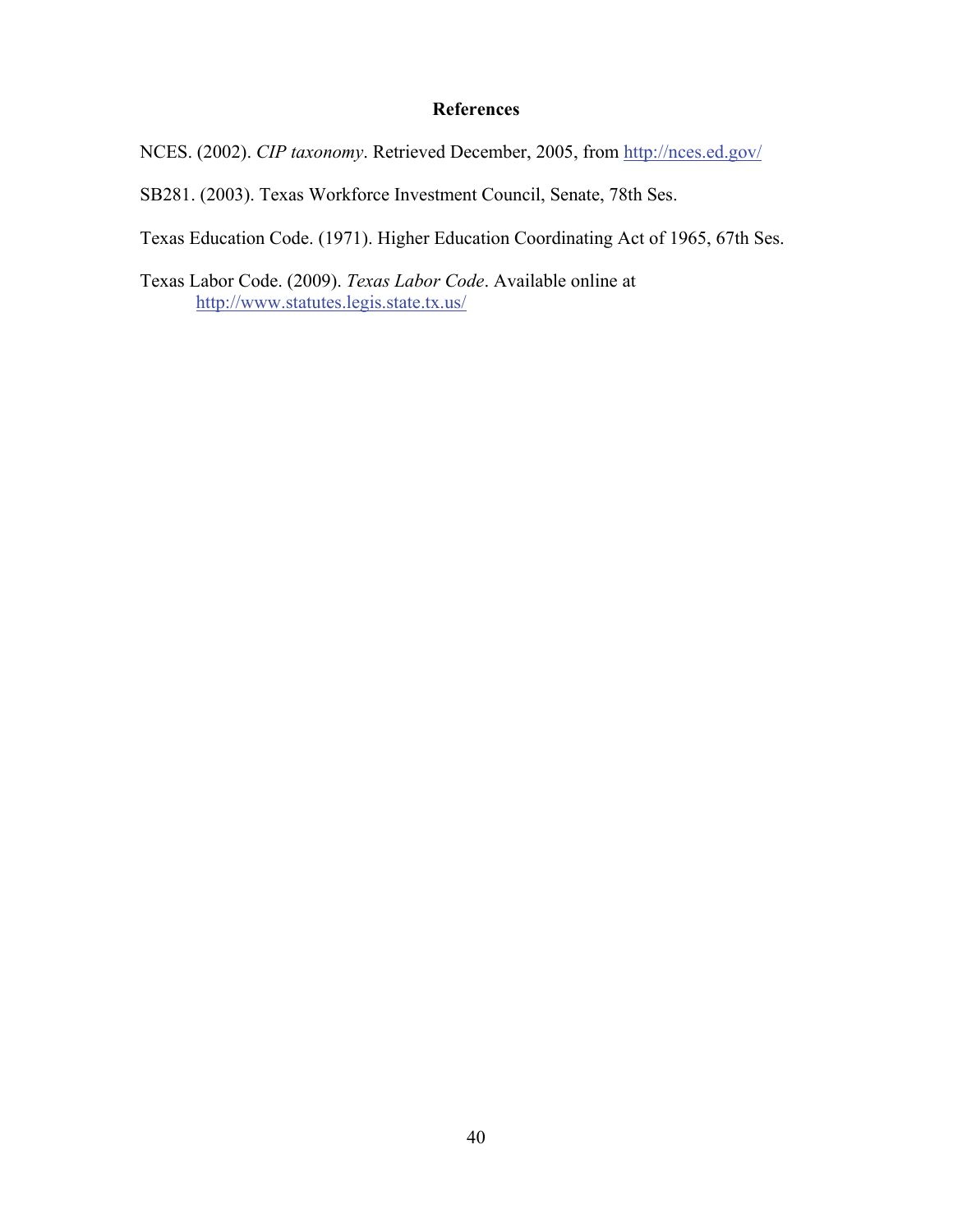## References

NCES. (2002). *CIP taxonomy*. Retrieved December, 2005, from http://nces.ed.gov/

SB281. (2003). Texas Workforce Investment Council, Senate, 78th Ses.

Texas Education Code. (1971). Higher Education Coordinating Act of 1965, 67th Ses.

Texas Labor Code. (2009). *Texas Labor Code*. Available online at http://www.statutes.legis.state.tx.us/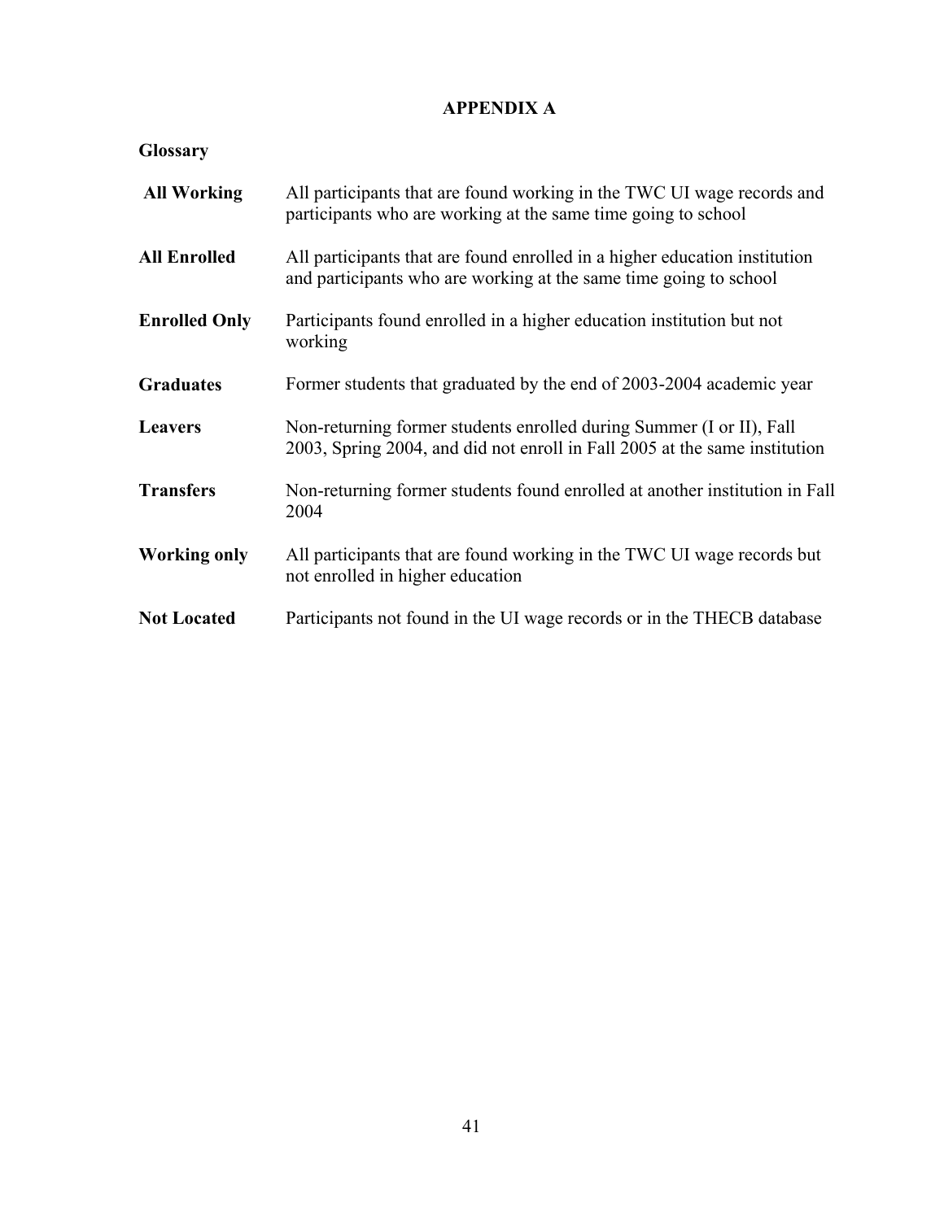# APPENDIX A

**Glossary**

**All Working** All participants that are found working in the TWC UI wage records and participants who are working at the same time going to school

**All Enrolled** All participants that are found enrolled in a higher education institution and participants who are working at the same time going to school

**Enrolled Only** Participants found enrolled in a higher education institution but not working

**Graduates** Former students that graduated by the end of 2003-2004 academic year

**Leavers** Non-returning former students enrolled during Summer (I or II), Fall 2003, Spring 2004, and did not enroll in Fall 2005 at the same institution

**Transfers** Non-returning former students found enrolled at another institution in Fall 2004

**Working only** All participants that are found working in the TWC UI wage records but not enrolled in higher education

**Not Located** Participants not found in the UI wage records or in the THECB database